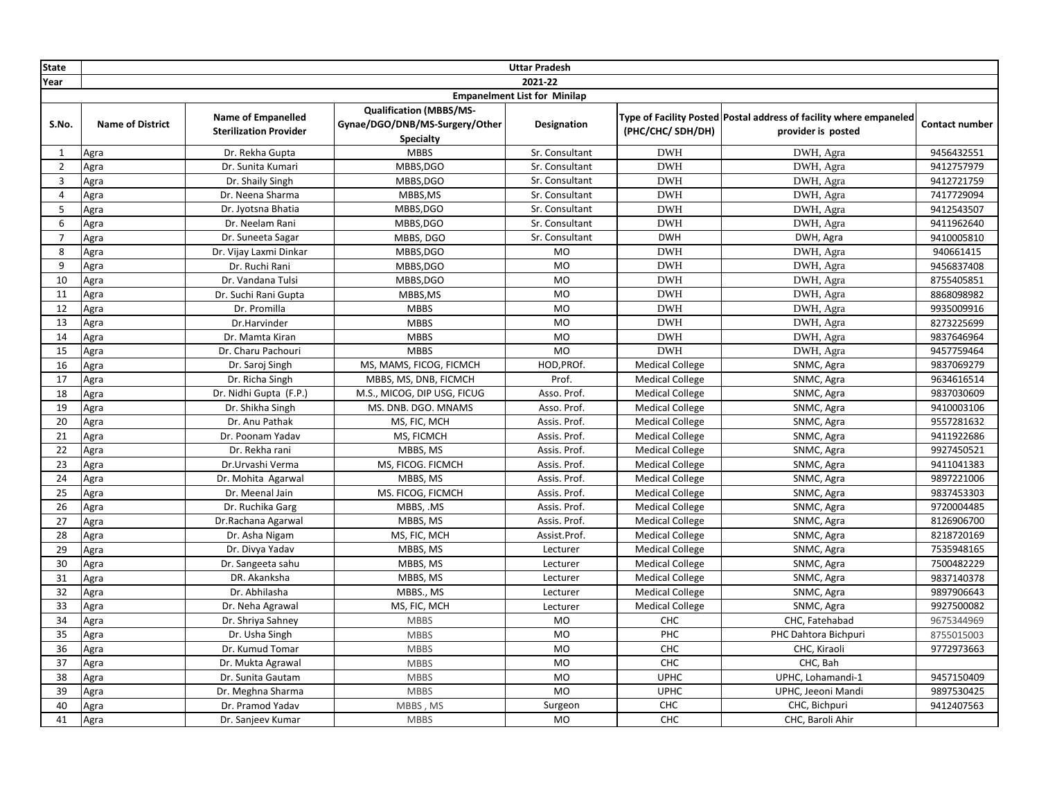| State | Uttar Pradesh | | | | | | |
|---|---|---|---|---|---|---|---|
| Year | 2021-22 | | | | | | |
| Empanelment List for Minilap | | | | | | | |
| S.No. | Name of District | Name of Empanelled Sterilization Provider | Qualification (MBBS/MS-Gynae/DGO/DNB/MS-Surgery/Other Specialty | Designation | Type of Facility Posted (PHC/CHC/ SDH/DH) | Postal address of facility where empaneled provider is posted | Contact number |
| 1 | Agra | Dr. Rekha Gupta | MBBS | Sr. Consultant | DWH | DWH, Agra | 9456432551 |
| 2 | Agra | Dr. Sunita Kumari | MBBS,DGO | Sr. Consultant | DWH | DWH, Agra | 9412757979 |
| 3 | Agra | Dr. Shaily Singh | MBBS,DGO | Sr. Consultant | DWH | DWH, Agra | 9412721759 |
| 4 | Agra | Dr. Neena Sharma | MBBS,MS | Sr. Consultant | DWH | DWH, Agra | 7417729094 |
| 5 | Agra | Dr. Jyotsna Bhatia | MBBS,DGO | Sr. Consultant | DWH | DWH, Agra | 9412543507 |
| 6 | Agra | Dr. Neelam Rani | MBBS,DGO | Sr. Consultant | DWH | DWH, Agra | 9411962640 |
| 7 | Agra | Dr. Suneeta Sagar | MBBS, DGO | Sr. Consultant | DWH | DWH, Agra | 9410005810 |
| 8 | Agra | Dr. Vijay Laxmi Dinkar | MBBS,DGO | MO | DWH | DWH, Agra | 940661415 |
| 9 | Agra | Dr. Ruchi Rani | MBBS,DGO | MO | DWH | DWH, Agra | 9456837408 |
| 10 | Agra | Dr. Vandana Tulsi | MBBS,DGO | MO | DWH | DWH, Agra | 8755405851 |
| 11 | Agra | Dr. Suchi Rani Gupta | MBBS,MS | MO | DWH | DWH, Agra | 8868098982 |
| 12 | Agra | Dr. Promilla | MBBS | MO | DWH | DWH, Agra | 9935009916 |
| 13 | Agra | Dr.Harvinder | MBBS | MO | DWH | DWH, Agra | 8273225699 |
| 14 | Agra | Dr. Mamta Kiran | MBBS | MO | DWH | DWH, Agra | 9837646964 |
| 15 | Agra | Dr. Charu Pachouri | MBBS | MO | DWH | DWH, Agra | 9457759464 |
| 16 | Agra | Dr. Saroj Singh | MS, MAMS, FICOG, FICMCH | HOD,PROf. | Medical College | SNMC, Agra | 9837069279 |
| 17 | Agra | Dr. Richa Singh | MBBS, MS, DNB, FICMCH | Prof. | Medical College | SNMC, Agra | 9634616514 |
| 18 | Agra | Dr. Nidhi Gupta (F.P.) | M.S., MICOG, DIP USG, FICUG | Asso. Prof. | Medical College | SNMC, Agra | 9837030609 |
| 19 | Agra | Dr. Shikha Singh | MS. DNB. DGO. MNAMS | Asso. Prof. | Medical College | SNMC, Agra | 9410003106 |
| 20 | Agra | Dr. Anu Pathak | MS, FIC, MCH | Assis. Prof. | Medical College | SNMC, Agra | 9557281632 |
| 21 | Agra | Dr. Poonam Yadav | MS, FICMCH | Assis. Prof. | Medical College | SNMC, Agra | 9411922686 |
| 22 | Agra | Dr. Rekha rani | MBBS, MS | Assis. Prof. | Medical College | SNMC, Agra | 9927450521 |
| 23 | Agra | Dr.Urvashi Verma | MS, FICOG. FICMCH | Assis. Prof. | Medical College | SNMC, Agra | 9411041383 |
| 24 | Agra | Dr. Mohita Agarwal | MBBS, MS | Assis. Prof. | Medical College | SNMC, Agra | 9897221006 |
| 25 | Agra | Dr. Meenal Jain | MS. FICOG, FICMCH | Assis. Prof. | Medical College | SNMC, Agra | 9837453303 |
| 26 | Agra | Dr. Ruchika Garg | MBBS, .MS | Assis. Prof. | Medical College | SNMC, Agra | 9720004485 |
| 27 | Agra | Dr.Rachana Agarwal | MBBS, MS | Assis. Prof. | Medical College | SNMC, Agra | 8126906700 |
| 28 | Agra | Dr. Asha Nigam | MS, FIC, MCH | Assist.Prof. | Medical College | SNMC, Agra | 8218720169 |
| 29 | Agra | Dr. Divya Yadav | MBBS, MS | Lecturer | Medical College | SNMC, Agra | 7535948165 |
| 30 | Agra | Dr. Sangeeta sahu | MBBS, MS | Lecturer | Medical College | SNMC, Agra | 7500482229 |
| 31 | Agra | DR. Akanksha | MBBS, MS | Lecturer | Medical College | SNMC, Agra | 9837140378 |
| 32 | Agra | Dr. Abhilasha | MBBS., MS | Lecturer | Medical College | SNMC, Agra | 9897906643 |
| 33 | Agra | Dr. Neha Agrawal | MS, FIC, MCH | Lecturer | Medical College | SNMC, Agra | 9927500082 |
| 34 | Agra | Dr. Shriya Sahney | MBBS | MO | CHC | CHC, Fatehabad | 9675344969 |
| 35 | Agra | Dr. Usha Singh | MBBS | MO | PHC | PHC Dahtora Bichpuri | 8755015003 |
| 36 | Agra | Dr. Kumud Tomar | MBBS | MO | CHC | CHC, Kiraoli | 9772973663 |
| 37 | Agra | Dr. Mukta Agrawal | MBBS | MO | CHC | CHC, Bah | |
| 38 | Agra | Dr. Sunita Gautam | MBBS | MO | UPHC | UPHC, Lohamandi-1 | 9457150409 |
| 39 | Agra | Dr. Meghna Sharma | MBBS | MO | UPHC | UPHC, Jeeoni Mandi | 9897530425 |
| 40 | Agra | Dr. Pramod Yadav | MBBS , MS | Surgeon | CHC | CHC, Bichpuri | 9412407563 |
| 41 | Agra | Dr. Sanjeev Kumar | MBBS | MO | CHC | CHC, Baroli Ahir | |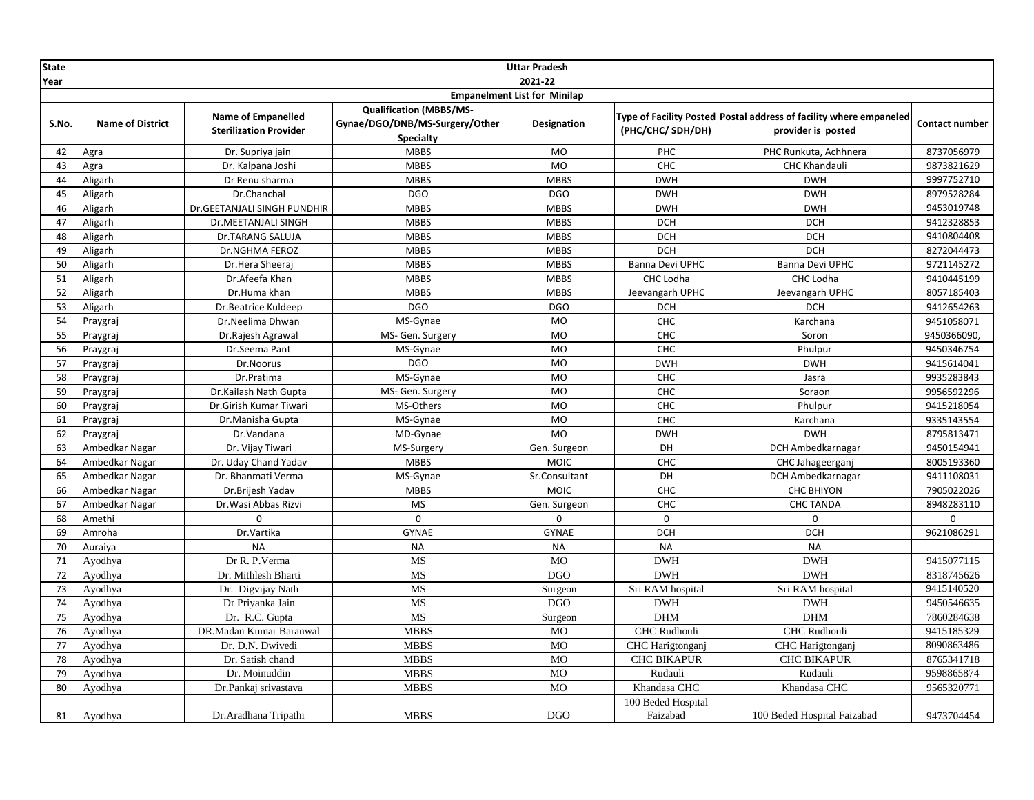| State | Uttar Pradesh | | | | | | |
|---|---|---|---|---|---|---|---|
| Year | 2021-22 | | | | | | |
| | Empanelment List for Minilap | | | | | | |
| S.No. | Name of District | Name of Empanelled Sterilization Provider | Qualification (MBBS/MS-Gynae/DGO/DNB/MS-Surgery/Other Specialty | Designation | Type of Facility Posted (PHC/CHC/ SDH/DH) | Postal address of facility where empaneled provider is posted | Contact number |
| 42 | Agra | Dr. Supriya jain | MBBS | MO | PHC | PHC Runkuta, Achhnera | 8737056979 |
| 43 | Agra | Dr. Kalpana Joshi | MBBS | MO | CHC | CHC Khandauli | 9873821629 |
| 44 | Aligarh | Dr Renu sharma | MBBS | MBBS | DWH | DWH | 9997752710 |
| 45 | Aligarh | Dr.Chanchal | DGO | DGO | DWH | DWH | 8979528284 |
| 46 | Aligarh | Dr.GEETANJALI SINGH PUNDHIR | MBBS | MBBS | DWH | DWH | 9453019748 |
| 47 | Aligarh | Dr.MEETANJALI SINGH | MBBS | MBBS | DCH | DCH | 9412328853 |
| 48 | Aligarh | Dr.TARANG SALUJA | MBBS | MBBS | DCH | DCH | 9410804408 |
| 49 | Aligarh | Dr.NGHMA FEROZ | MBBS | MBBS | DCH | DCH | 8272044473 |
| 50 | Aligarh | Dr.Hera Sheeraj | MBBS | MBBS | Banna Devi UPHC | Banna Devi UPHC | 9721145272 |
| 51 | Aligarh | Dr.Afeefa Khan | MBBS | MBBS | CHC Lodha | CHC Lodha | 9410445199 |
| 52 | Aligarh | Dr.Huma khan | MBBS | MBBS | Jeevangarh UPHC | Jeevangarh UPHC | 8057185403 |
| 53 | Aligarh | Dr.Beatrice Kuldeep | DGO | DGO | DCH | DCH | 9412654263 |
| 54 | Praygraj | Dr.Neelima Dhwan | MS-Gynae | MO | CHC | Karchana | 9451058071 |
| 55 | Praygraj | Dr.Rajesh Agrawal | MS- Gen. Surgery | MO | CHC | Soron | 9450366090, |
| 56 | Praygraj | Dr.Seema Pant | MS-Gynae | MO | CHC | Phulpur | 9450346754 |
| 57 | Praygraj | Dr.Noorus | DGO | MO | DWH | DWH | 9415614041 |
| 58 | Praygraj | Dr.Pratima | MS-Gynae | MO | CHC | Jasra | 9935283843 |
| 59 | Praygraj | Dr.Kailash Nath Gupta | MS- Gen. Surgery | MO | CHC | Soraon | 9956592296 |
| 60 | Praygraj | Dr.Girish Kumar Tiwari | MS-Others | MO | CHC | Phulpur | 9415218054 |
| 61 | Praygraj | Dr.Manisha Gupta | MS-Gynae | MO | CHC | Karchana | 9335143554 |
| 62 | Praygraj | Dr.Vandana | MD-Gynae | MO | DWH | DWH | 8795813471 |
| 63 | Ambedkar Nagar | Dr. Vijay Tiwari | MS-Surgery | Gen. Surgeon | DH | DCH Ambedkarnagar | 9450154941 |
| 64 | Ambedkar Nagar | Dr. Uday Chand Yadav | MBBS | MOIC | CHC | CHC Jahageerganj | 8005193360 |
| 65 | Ambedkar Nagar | Dr. Bhanmati Verma | MS-Gynae | Sr.Consultant | DH | DCH Ambedkarnagar | 9411108031 |
| 66 | Ambedkar Nagar | Dr.Brijesh Yadav | MBBS | MOIC | CHC | CHC BHIYON | 7905022026 |
| 67 | Ambedkar Nagar | Dr.Wasi Abbas Rizvi | MS | Gen. Surgeon | CHC | CHC TANDA | 8948283110 |
| 68 | Amethi | 0 | 0 | 0 | 0 | 0 | 0 |
| 69 | Amroha | Dr.Vartika | GYNAE | GYNAE | DCH | DCH | 9621086291 |
| 70 | Auraiya | NA | NA | NA | NA | NA | |
| 71 | Ayodhya | Dr R. P.Verma | MS | MO | DWH | DWH | 9415077115 |
| 72 | Ayodhya | Dr. Mithlesh Bharti | MS | DGO | DWH | DWH | 8318745626 |
| 73 | Ayodhya | Dr. Digvijay Nath | MS | Surgeon | Sri RAM hospital | Sri RAM hospital | 9415140520 |
| 74 | Ayodhya | Dr Priyanka Jain | MS | DGO | DWH | DWH | 9450546635 |
| 75 | Ayodhya | Dr. R.C. Gupta | MS | Surgeon | DHM | DHM | 7860284638 |
| 76 | Ayodhya | DR.Madan Kumar Baranwal | MBBS | MO | CHC Rudhouli | CHC Rudhouli | 9415185329 |
| 77 | Ayodhya | Dr. D.N. Dwivedi | MBBS | MO | CHC Harigtonganj | CHC Harigtonganj | 8090863486 |
| 78 | Ayodhya | Dr. Satish chand | MBBS | MO | CHC BIKAPUR | CHC BIKAPUR | 8765341718 |
| 79 | Ayodhya | Dr. Moinuddin | MBBS | MO | Rudauli | Rudauli | 9598865874 |
| 80 | Ayodhya | Dr.Pankaj srivastava | MBBS | MO | Khandasa CHC | Khandasa CHC | 9565320771 |
| 81 | Ayodhya | Dr.Aradhana Tripathi | MBBS | DGO | 100 Beded Hospital Faizabad | 100 Beded Hospital Faizabad | 9473704454 |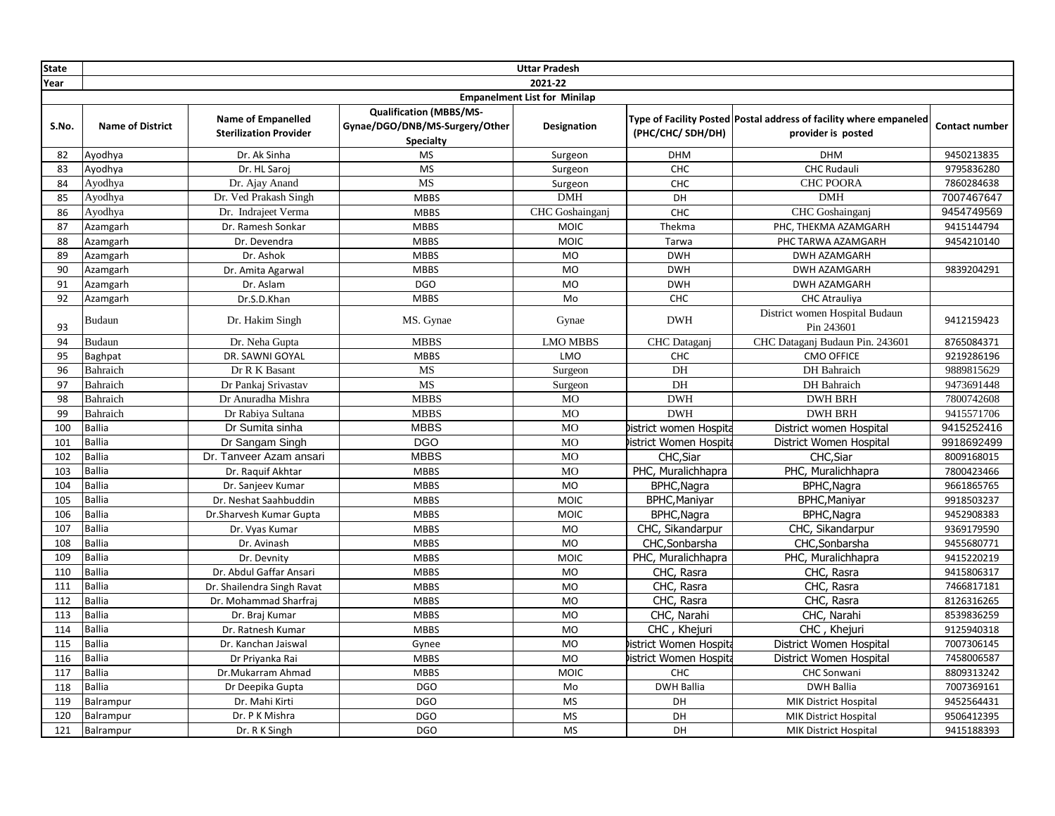| State | Uttar Pradesh | | | | | | |
|---|---|---|---|---|---|---|---|
| Year | 2021-22 | | | | | | |
| Empanelment List for Minilap | | | | | | | |
| S.No. | Name of District | Name of Empanelled Sterilization Provider | Qualification (MBBS/MS-Gynae/DGO/DNB/MS-Surgery/Other Specialty | Designation | Type of Facility Posted (PHC/CHC/ SDH/DH) | Postal address of facility where empaneled provider is posted | Contact number |
| 82 | Ayodhya | Dr. Ak Sinha | MS | Surgeon | DHM | DHM | 9450213835 |
| 83 | Ayodhya | Dr. HL Saroj | MS | Surgeon | CHC | CHC Rudauli | 9795836280 |
| 84 | Ayodhya | Dr. Ajay Anand | MS | Surgeon | CHC | CHC POORA | 7860284638 |
| 85 | Ayodhya | Dr. Ved Prakash Singh | MBBS | DMH | DH | DMH | 7007467647 |
| 86 | Ayodhya | Dr. Indrajeet Verma | MBBS | CHC Goshainganj | CHC | CHC Goshainganj | 9454749569 |
| 87 | Azamgarh | Dr. Ramesh Sonkar | MBBS | MOIC | Thekma | PHC, THEKMA AZAMGARH | 9415144794 |
| 88 | Azamgarh | Dr. Devendra | MBBS | MOIC | Tarwa | PHC TARWA AZAMGARH | 9454210140 |
| 89 | Azamgarh | Dr. Ashok | MBBS | MO | DWH | DWH AZAMGARH | |
| 90 | Azamgarh | Dr. Amita Agarwal | MBBS | MO | DWH | DWH AZAMGARH | 9839204291 |
| 91 | Azamgarh | Dr. Aslam | DGO | MO | DWH | DWH AZAMGARH | |
| 92 | Azamgarh | Dr.S.D.Khan | MBBS | Mo | CHC | CHC Atrauliya | |
| 93 | Budaun | Dr. Hakim Singh | MS. Gynae | Gynae | DWH | District women Hospital Budaun Pin 243601 | 9412159423 |
| 94 | Budaun | Dr. Neha Gupta | MBBS | LMO MBBS | CHC Dataganj | CHC Dataganj Budaun Pin. 243601 | 8765084371 |
| 95 | Baghpat | DR. SAWNI GOYAL | MBBS | LMO | CHC | CMO OFFICE | 9219286196 |
| 96 | Bahraich | Dr R K Basant | MS | Surgeon | DH | DH Bahraich | 9889815629 |
| 97 | Bahraich | Dr Pankaj Srivastav | MS | Surgeon | DH | DH Bahraich | 9473691448 |
| 98 | Bahraich | Dr Anuradha Mishra | MBBS | MO | DWH | DWH BRH | 7800742608 |
| 99 | Bahraich | Dr Rabiya Sultana | MBBS | MO | DWH | DWH BRH | 9415571706 |
| 100 | Ballia | Dr Sumita sinha | MBBS | MO | District women Hospita | District women Hospital | 9415252416 |
| 101 | Ballia | Dr Sangam Singh | DGO | MO | District Women Hospita | District Women Hospital | 99918692499 |
| 102 | Ballia | Dr. Tanveer Azam ansari | MBBS | MO | CHC,Siar | CHC,Siar | 8009168015 |
| 103 | Ballia | Dr. Raquif Akhtar | MBBS | MO | PHC, Muralichhapra | PHC, Muralichhapra | 7800423466 |
| 104 | Ballia | Dr. Sanjeev Kumar | MBBS | MO | BPHC,Nagra | BPHC,Nagra | 9661865765 |
| 105 | Ballia | Dr. Neshat Saahbuddin | MBBS | MOIC | BPHC,Maniyar | BPHC,Maniyar | 9918503237 |
| 106 | Ballia | Dr.Sharvesh Kumar Gupta | MBBS | MOIC | BPHC,Nagra | BPHC,Nagra | 9452908383 |
| 107 | Ballia | Dr. Vyas Kumar | MBBS | MO | CHC, Sikandarpur | CHC, Sikandarpur | 9369179590 |
| 108 | Ballia | Dr. Avinash | MBBS | MO | CHC,Sonbarsha | CHC,Sonbarsha | 9455680771 |
| 109 | Ballia | Dr. Devnity | MBBS | MOIC | PHC, Muralichhapra | PHC, Muralichhapra | 9415220219 |
| 110 | Ballia | Dr. Abdul Gaffar Ansari | MBBS | MO | CHC, Rasra | CHC, Rasra | 9415806317 |
| 111 | Ballia | Dr. Shailendra Singh Ravat | MBBS | MO | CHC, Rasra | CHC, Rasra | 7466817181 |
| 112 | Ballia | Dr. Mohammad Sharfraj | MBBS | MO | CHC, Rasra | CHC, Rasra | 8126316265 |
| 113 | Ballia | Dr. Braj Kumar | MBBS | MO | CHC, Narahi | CHC, Narahi | 8539836259 |
| 114 | Ballia | Dr. Ratnesh Kumar | MBBS | MO | CHC , Khejuri | CHC , Khejuri | 9125940318 |
| 115 | Ballia | Dr. Kanchan Jaiswal | Gynee | MO | District Women Hospita | District Women Hospital | 7007306145 |
| 116 | Ballia | Dr Priyanka Rai | MBBS | MO | District Women Hospita | District Women Hospital | 7458006587 |
| 117 | Ballia | Dr.Mukarram Ahmad | MBBS | MOIC | CHC | CHC Sonwani | 8809313242 |
| 118 | Ballia | Dr Deepika Gupta | DGO | Mo | DWH Ballia | DWH Ballia | 7007369161 |
| 119 | Balrampur | Dr. Mahi Kirti | DGO | MS | DH | MIK District Hospital | 9452564431 |
| 120 | Balrampur | Dr. P K Mishra | DGO | MS | DH | MIK District Hospital | 9506412395 |
| 121 | Balrampur | Dr. R K Singh | DGO | MS | DH | MIK District Hospital | 9415188393 |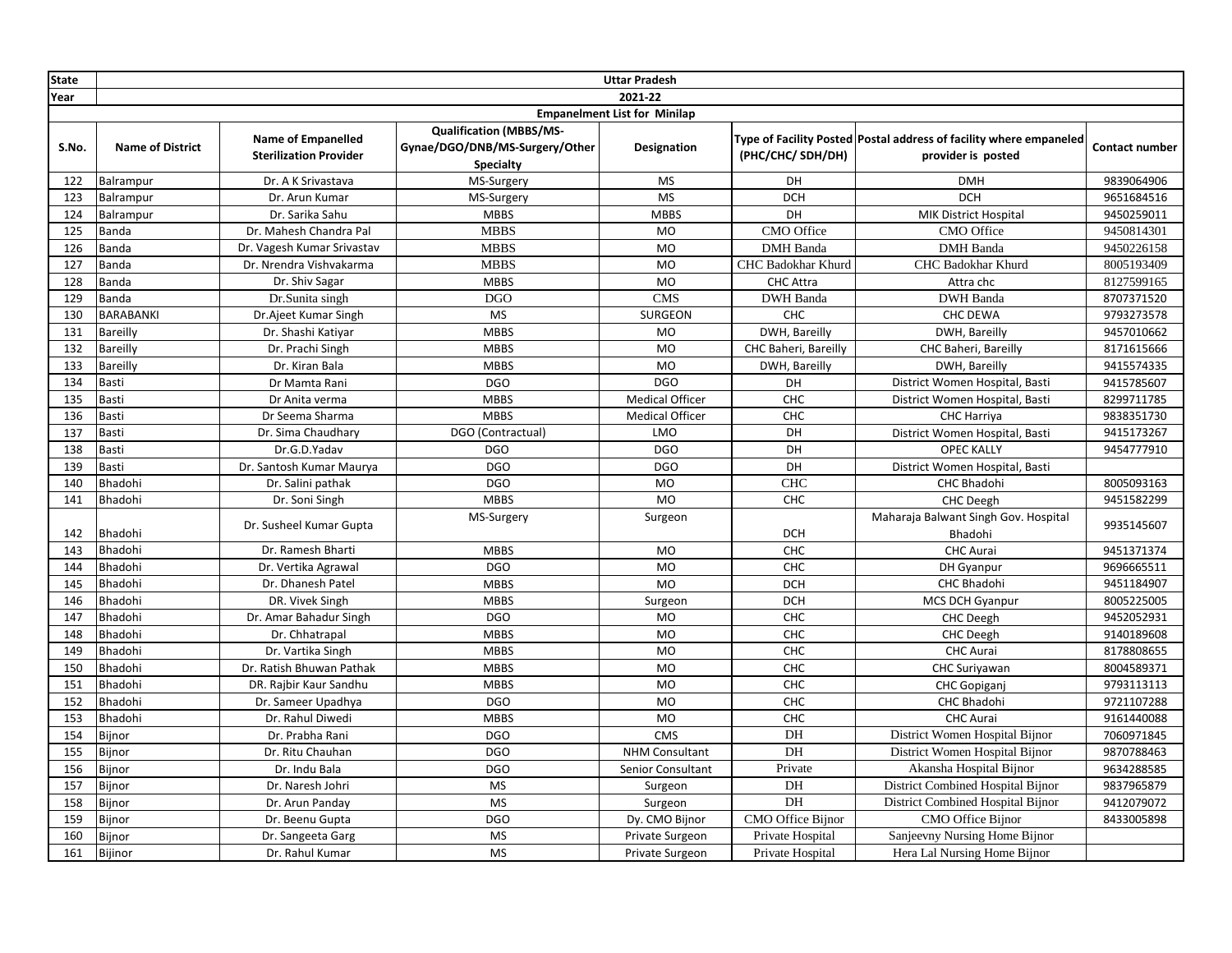| State | Uttar Pradesh | | | | | | |
|---|---|---|---|---|---|---|---|
| Year | 2021-22 | | | | | | |
| Empanelment List for Minilap | | | | | | | |
| S.No. | Name of District | Name of Empanelled Sterilization Provider | Qualification (MBBS/MS-Gynae/DGO/DNB/MS-Surgery/Other Specialty | Designation | Type of Facility Posted (PHC/CHC/ SDH/DH) | Postal address of facility where empaneled provider is posted | Contact number |
| 122 | Balrampur | Dr. A K Srivastava | MS-Surgery | MS | DH | DMH | 9839064906 |
| 123 | Balrampur | Dr. Arun Kumar | MS-Surgery | MS | DCH | DCH | 9651684516 |
| 124 | Balrampur | Dr. Sarika Sahu | MBBS | MBBS | DH | MIK District Hospital | 9450259011 |
| 125 | Banda | Dr. Mahesh Chandra Pal | MBBS | MO | CMO Office | CMO Office | 9450814301 |
| 126 | Banda | Dr. Vagesh Kumar Srivastav | MBBS | MO | DMH Banda | DMH Banda | 9450226158 |
| 127 | Banda | Dr. Nrendra Vishvakarma | MBBS | MO | CHC Badokhar Khurd | CHC Badokhar Khurd | 8005193409 |
| 128 | Banda | Dr. Shiv Sagar | MBBS | MO | CHC Attra | Attra chc | 8127599165 |
| 129 | Banda | Dr.Sunita singh | DGO | CMS | DWH Banda | DWH Banda | 8707371520 |
| 130 | BARABANKI | Dr.Ajeet Kumar Singh | MS | SURGEON | CHC | CHC DEWA | 9793273578 |
| 131 | Bareilly | Dr. Shashi Katiyar | MBBS | MO | DWH, Bareilly | DWH, Bareilly | 9457010662 |
| 132 | Bareilly | Dr. Prachi Singh | MBBS | MO | CHC Baheri, Bareilly | CHC Baheri, Bareilly | 8171615666 |
| 133 | Bareilly | Dr. Kiran Bala | MBBS | MO | DWH, Bareilly | DWH, Bareilly | 9415574335 |
| 134 | Basti | Dr Mamta Rani | DGO | DGO | DH | District Women Hospital, Basti | 9415785607 |
| 135 | Basti | Dr Anita verma | MBBS | Medical Officer | CHC | District Women Hospital, Basti | 8299711785 |
| 136 | Basti | Dr Seema Sharma | MBBS | Medical Officer | CHC | CHC Harriya | 9838351730 |
| 137 | Basti | Dr. Sima Chaudhary | DGO (Contractual) | LMO | DH | District Women Hospital, Basti | 9415173267 |
| 138 | Basti | Dr.G.D.Yadav | DGO | DGO | DH | OPEC KALLY | 9454777910 |
| 139 | Basti | Dr. Santosh Kumar Maurya | DGO | DGO | DH | District Women Hospital, Basti | |
| 140 | Bhadohi | Dr. Salini pathak | DGO | MO | CHC | CHC Bhadohi | 8005093163 |
| 141 | Bhadohi | Dr. Soni Singh | MBBS | MO | CHC | CHC Deegh | 9451582299 |
| 142 | Bhadohi | Dr. Susheel Kumar Gupta | MS-Surgery | Surgeon | DCH | Maharaja Balwant Singh Gov. Hospital Bhadohi | 9935145607 |
| 143 | Bhadohi | Dr. Ramesh Bharti | MBBS | MO | CHC | CHC Aurai | 9451371374 |
| 144 | Bhadohi | Dr. Vertika Agrawal | DGO | MO | CHC | DH Gyanpur | 9696665511 |
| 145 | Bhadohi | Dr. Dhanesh Patel | MBBS | MO | DCH | CHC Bhadohi | 9451184907 |
| 146 | Bhadohi | DR. Vivek Singh | MBBS | Surgeon | DCH | MCS DCH Gyanpur | 8005225005 |
| 147 | Bhadohi | Dr. Amar Bahadur Singh | DGO | MO | CHC | CHC Deegh | 9452052931 |
| 148 | Bhadohi | Dr. Chhatrapal | MBBS | MO | CHC | CHC Deegh | 9140189608 |
| 149 | Bhadohi | Dr. Vartika Singh | MBBS | MO | CHC | CHC Aurai | 8178808655 |
| 150 | Bhadohi | Dr. Ratish Bhuwan Pathak | MBBS | MO | CHC | CHC Suriyawan | 8004589371 |
| 151 | Bhadohi | DR. Rajbir Kaur Sandhu | MBBS | MO | CHC | CHC Gopiganj | 9793113113 |
| 152 | Bhadohi | Dr. Sameer Upadhya | DGO | MO | CHC | CHC Bhadohi | 9721107288 |
| 153 | Bhadohi | Dr. Rahul Diwedi | MBBS | MO | CHC | CHC Aurai | 9161440088 |
| 154 | Bijnor | Dr. Prabha Rani | DGO | CMS | DH | District Women Hospital Bijnor | 7060971845 |
| 155 | Bijnor | Dr. Ritu Chauhan | DGO | NHM Consultant | DH | District Women Hospital Bijnor | 9870788463 |
| 156 | Bijnor | Dr. Indu Bala | DGO | Senior Consultant | Private | Akansha Hospital Bijnor | 9634288585 |
| 157 | Bijnor | Dr. Naresh Johri | MS | Surgeon | DH | District Combined Hospital Bijnor | 9837965879 |
| 158 | Bijnor | Dr. Arun Panday | MS | Surgeon | DH | District Combined Hospital Bijnor | 9412079072 |
| 159 | Bijnor | Dr. Beenu Gupta | DGO | Dy. CMO Bijnor | CMO Office Bijnor | CMO Office Bijnor | 8433005898 |
| 160 | Bijnor | Dr. Sangeeta Garg | MS | Private Surgeon | Private Hospital | Sanjeevny Nursing Home Bijnor | |
| 161 | Bijinor | Dr. Rahul Kumar | MS | Private Surgeon | Private Hospital | Hera Lal Nursing Home Bijnor | |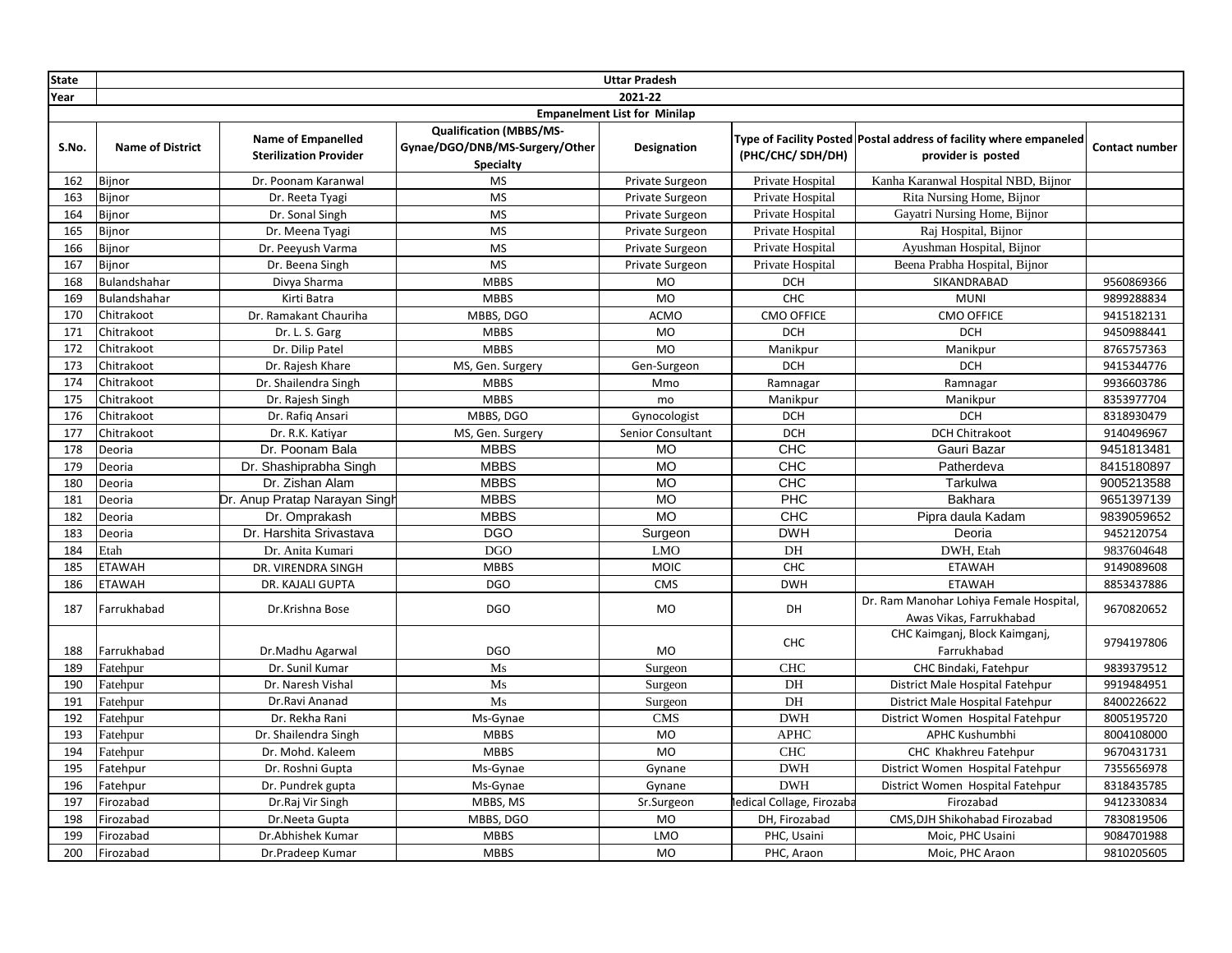| State | Uttar Pradesh | | | | | | |
|---|---|---|---|---|---|---|---|
| Year | 2021-22 | | | | | | |
| | Empanelment List for Minilap | | | | | | |
| S.No. | Name of District | Name of Empanelled Sterilization Provider | Qualification (MBBS/MS-Gynae/DGO/DNB/MS-Surgery/Other Specialty | Designation | Type of Facility Posted (PHC/CHC/ SDH/DH) | Postal address of facility where empaneled provider is posted | Contact number |
| 162 | Bijnor | Dr. Poonam Karanwal | MS | Private Surgeon | Private Hospital | Kanha Karanwal Hospital NBD, Bijnor | |
| 163 | Bijnor | Dr. Reeta Tyagi | MS | Private Surgeon | Private Hospital | Rita Nursing Home, Bijnor | |
| 164 | Bijnor | Dr. Sonal Singh | MS | Private Surgeon | Private Hospital | Gayatri Nursing Home, Bijnor | |
| 165 | Bijnor | Dr. Meena Tyagi | MS | Private Surgeon | Private Hospital | Raj Hospital, Bijnor | |
| 166 | Bijnor | Dr. Peeyush Varma | MS | Private Surgeon | Private Hospital | Ayushman Hospital, Bijnor | |
| 167 | Bijnor | Dr. Beena Singh | MS | Private Surgeon | Private Hospital | Beena Prabha Hospital, Bijnor | |
| 168 | Bulandshahar | Divya Sharma | MBBS | MO | DCH | SIKANDRABAD | 9560869366 |
| 169 | Bulandshahar | Kirti Batra | MBBS | MO | CHC | MUNI | 9899288834 |
| 170 | Chitrakoot | Dr. Ramakant Chauriha | MBBS, DGO | ACMO | CMO OFFICE | CMO OFFICE | 9415182131 |
| 171 | Chitrakoot | Dr. L. S. Garg | MBBS | MO | DCH | DCH | 9450988441 |
| 172 | Chitrakoot | Dr. Dilip Patel | MBBS | MO | Manikpur | Manikpur | 8765757363 |
| 173 | Chitrakoot | Dr. Rajesh Khare | MS, Gen. Surgery | Gen-Surgeon | DCH | DCH | 9415344776 |
| 174 | Chitrakoot | Dr. Shailendra Singh | MBBS | Mmo | Ramnagar | Ramnagar | 9936603786 |
| 175 | Chitrakoot | Dr. Rajesh Singh | MBBS | mo | Manikpur | Manikpur | 8353977704 |
| 176 | Chitrakoot | Dr. Rafiq Ansari | MBBS, DGO | Gynocologist | DCH | DCH | 8318930479 |
| 177 | Chitrakoot | Dr. R.K. Katiyar | MS, Gen. Surgery | Senior Consultant | DCH | DCH Chitrakoot | 9140496967 |
| 178 | Deoria | Dr. Poonam Bala | MBBS | MO | CHC | Gauri Bazar | 9451813481 |
| 179 | Deoria | Dr. Shashiprabha Singh | MBBS | MO | CHC | Patherdeva | 8415180897 |
| 180 | Deoria | Dr. Zishan Alam | MBBS | MO | CHC | Tarkulwa | 9005213588 |
| 181 | Deoria | Dr. Anup Pratap Narayan Singh | MBBS | MO | PHC | Bakhara | 9651397139 |
| 182 | Deoria | Dr. Omprakash | MBBS | MO | CHC | Pipra daula Kadam | 9839059652 |
| 183 | Deoria | Dr. Harshita Srivastava | DGO | Surgeon | DWH | Deoria | 9452120754 |
| 184 | Etah | Dr. Anita Kumari | DGO | LMO | DH | DWH, Etah | 9837604648 |
| 185 | ETAWAH | DR. VIRENDRA SINGH | MBBS | MOIC | CHC | ETAWAH | 9149089608 |
| 186 | ETAWAH | DR. KAJALI GUPTA | DGO | CMS | DWH | ETAWAH | 8853437886 |
| 187 | Farrukhabad | Dr.Krishna Bose | DGO | MO | DH | Dr. Ram Manohar Lohiya Female Hospital, Awas Vikas, Farrukhabad | 9670820652 |
| 188 | Farrukhabad | Dr.Madhu Agarwal | DGO | MO | CHC | CHC Kaimganj, Block Kaimganj, Farrukhabad | 9794197806 |
| 189 | Fatehpur | Dr. Sunil Kumar | Ms | Surgeon | CHC | CHC Bindaki, Fatehpur | 9839379512 |
| 190 | Fatehpur | Dr. Naresh Vishal | Ms | Surgeon | DH | District Male Hospital Fatehpur | 9919484951 |
| 191 | Fatehpur | Dr.Ravi Ananad | Ms | Surgeon | DH | District Male Hospital Fatehpur | 8400226622 |
| 192 | Fatehpur | Dr. Rekha Rani | Ms-Gynae | CMS | DWH | District Women Hospital Fatehpur | 8005195720 |
| 193 | Fatehpur | Dr. Shailendra Singh | MBBS | MO | APHC | APHC Kushumbhi | 8004108000 |
| 194 | Fatehpur | Dr. Mohd. Kaleem | MBBS | MO | CHC | CHC Khakhreu Fatehpur | 9670431731 |
| 195 | Fatehpur | Dr. Roshni Gupta | Ms-Gynae | Gynane | DWH | District Women Hospital Fatehpur | 7355656978 |
| 196 | Fatehpur | Dr. Pundrek gupta | Ms-Gynae | Gynane | DWH | District Women Hospital Fatehpur | 8318435785 |
| 197 | Firozabad | Dr.Raj Vir Singh | MBBS, MS | Sr.Surgeon | ledical Collage, Firozaba | Firozabad | 9412330834 |
| 198 | Firozabad | Dr.Neeta Gupta | MBBS, DGO | MO | DH, Firozabad | CMS,DJH Shikohabad Firozabad | 7830819506 |
| 199 | Firozabad | Dr.Abhishek Kumar | MBBS | LMO | PHC, Usaini | Moic, PHC Usaini | 9084701988 |
| 200 | Firozabad | Dr.Pradeep Kumar | MBBS | MO | PHC, Araon | Moic, PHC Araon | 9810205605 |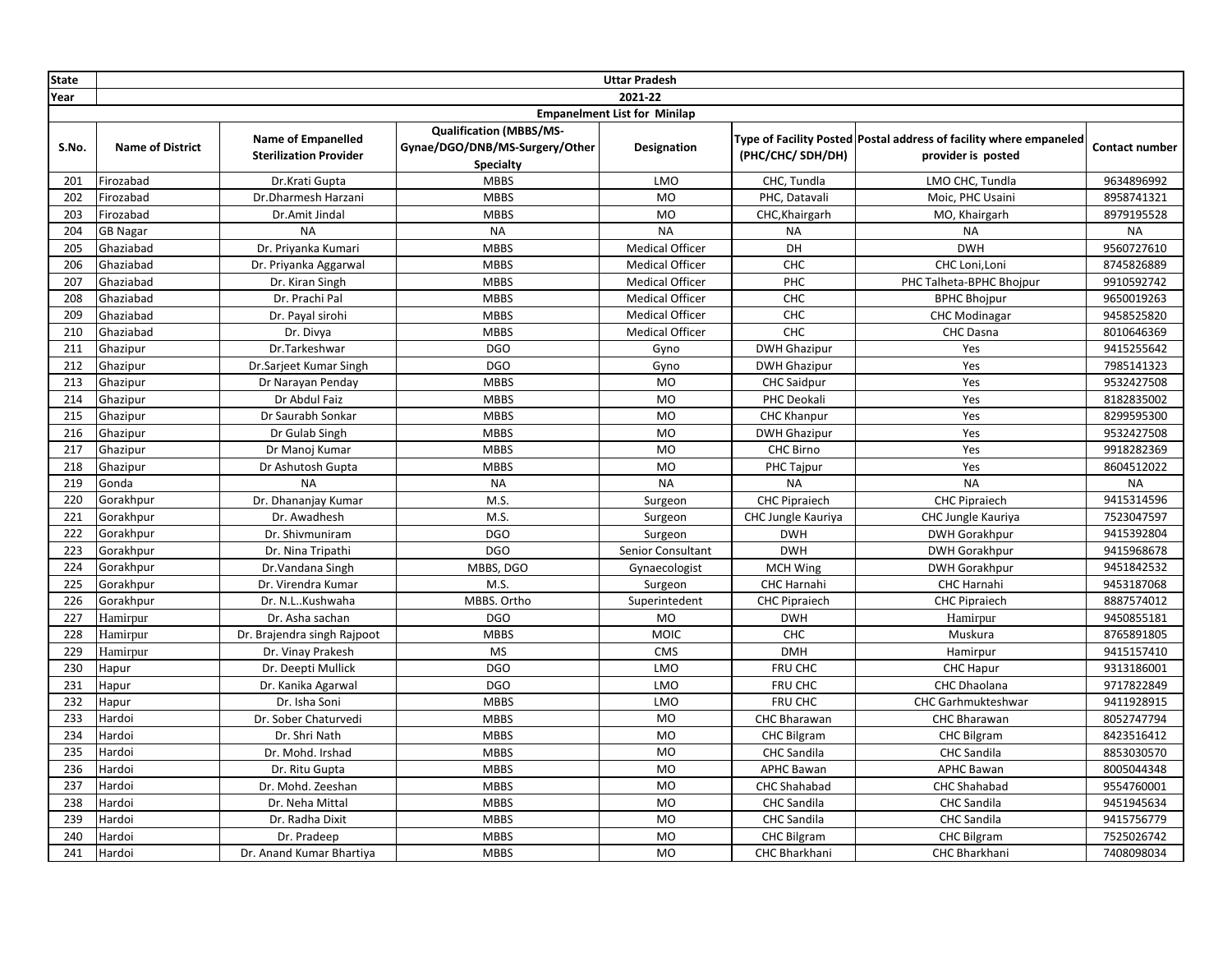| State | Uttar Pradesh | | | | | | |
|---|---|---|---|---|---|---|---|
| Year | 2021-22 | | | | | | |
| Empanelment List for Minilap | | | | | | | |
| S.No. | Name of District | Name of Empanelled Sterilization Provider | Qualification (MBBS/MS-Gynae/DGO/DNB/MS-Surgery/Other Specialty | Designation | Type of Facility Posted (PHC/CHC/ SDH/DH) | Postal address of facility where empaneled provider is posted | Contact number |
| 201 | Firozabad | Dr.Krati Gupta | MBBS | LMO | CHC, Tundla | LMO CHC, Tundla | 9634896992 |
| 202 | Firozabad | Dr.Dharmesh Harzani | MBBS | MO | PHC, Datavali | Moic, PHC Usaini | 8958741321 |
| 203 | Firozabad | Dr.Amit Jindal | MBBS | MO | CHC,Khairgarh | MO, Khairgarh | 8979195528 |
| 204 | GB Nagar | NA | NA | NA | NA | NA | NA |
| 205 | Ghaziabad | Dr. Priyanka Kumari | MBBS | Medical Officer | DH | DWH | 9560727610 |
| 206 | Ghaziabad | Dr. Priyanka Aggarwal | MBBS | Medical Officer | CHC | CHC Loni,Loni | 8745826889 |
| 207 | Ghaziabad | Dr. Kiran Singh | MBBS | Medical Officer | PHC | PHC Talheta-BPHC Bhojpur | 9910592742 |
| 208 | Ghaziabad | Dr. Prachi Pal | MBBS | Medical Officer | CHC | BPHC Bhojpur | 9650019263 |
| 209 | Ghaziabad | Dr. Payal sirohi | MBBS | Medical Officer | CHC | CHC Modinagar | 9458525820 |
| 210 | Ghaziabad | Dr. Divya | MBBS | Medical Officer | CHC | CHC Dasna | 8010646369 |
| 211 | Ghazipur | Dr.Tarkeshwar | DGO | Gyno | DWH Ghazipur | Yes | 9415255642 |
| 212 | Ghazipur | Dr.Sarjeet Kumar Singh | DGO | Gyno | DWH Ghazipur | Yes | 7985141323 |
| 213 | Ghazipur | Dr Narayan Penday | MBBS | MO | CHC Saidpur | Yes | 9532427508 |
| 214 | Ghazipur | Dr Abdul Faiz | MBBS | MO | PHC Deokali | Yes | 8182835002 |
| 215 | Ghazipur | Dr Saurabh Sonkar | MBBS | MO | CHC Khanpur | Yes | 8299595300 |
| 216 | Ghazipur | Dr Gulab Singh | MBBS | MO | DWH Ghazipur | Yes | 9532427508 |
| 217 | Ghazipur | Dr Manoj Kumar | MBBS | MO | CHC Birno | Yes | 9918282369 |
| 218 | Ghazipur | Dr Ashutosh Gupta | MBBS | MO | PHC Tajpur | Yes | 8604512022 |
| 219 | Gonda | NA | NA | NA | NA | NA | NA |
| 220 | Gorakhpur | Dr. Dhananjay Kumar | M.S. | Surgeon | CHC Pipraiech | CHC Pipraiech | 9415314596 |
| 221 | Gorakhpur | Dr. Awadhesh | M.S. | Surgeon | CHC Jungle Kauriya | CHC Jungle Kauriya | 7523047597 |
| 222 | Gorakhpur | Dr. Shivmuniram | DGO | Surgeon | DWH | DWH Gorakhpur | 9415392804 |
| 223 | Gorakhpur | Dr. Nina Tripathi | DGO | Senior Consultant | DWH | DWH Gorakhpur | 9415968678 |
| 224 | Gorakhpur | Dr.Vandana Singh | MBBS, DGO | Gynaecologist | MCH Wing | DWH Gorakhpur | 9451842532 |
| 225 | Gorakhpur | Dr. Virendra Kumar | M.S. | Surgeon | CHC Harnahi | CHC Harnahi | 9453187068 |
| 226 | Gorakhpur | Dr. N.L..Kushwaha | MBBS. Ortho | Superintedent | CHC Pipraiech | CHC Pipraiech | 8887574012 |
| 227 | Hamirpur | Dr. Asha sachan | DGO | MO | DWH | Hamirpur | 9450855181 |
| 228 | Hamirpur | Dr. Brajendra singh Rajpoot | MBBS | MOIC | CHC | Muskura | 8765891805 |
| 229 | Hamirpur | Dr. Vinay Prakesh | MS | CMS | DMH | Hamirpur | 9415157410 |
| 230 | Hapur | Dr. Deepti Mullick | DGO | LMO | FRU CHC | CHC Hapur | 9313186001 |
| 231 | Hapur | Dr. Kanika Agarwal | DGO | LMO | FRU CHC | CHC Dhaolana | 9717822849 |
| 232 | Hapur | Dr. Isha Soni | MBBS | LMO | FRU CHC | CHC Garhmukteshwar | 9411928915 |
| 233 | Hardoi | Dr. Sober Chaturvedi | MBBS | MO | CHC Bharawan | CHC Bharawan | 8052747794 |
| 234 | Hardoi | Dr. Shri Nath | MBBS | MO | CHC Bilgram | CHC Bilgram | 8423516412 |
| 235 | Hardoi | Dr. Mohd. Irshad | MBBS | MO | CHC Sandila | CHC Sandila | 8853030570 |
| 236 | Hardoi | Dr. Ritu Gupta | MBBS | MO | APHC Bawan | APHC Bawan | 8005044348 |
| 237 | Hardoi | Dr. Mohd. Zeeshan | MBBS | MO | CHC Shahabad | CHC Shahabad | 9554760001 |
| 238 | Hardoi | Dr. Neha Mittal | MBBS | MO | CHC Sandila | CHC Sandila | 9451945634 |
| 239 | Hardoi | Dr. Radha Dixit | MBBS | MO | CHC Sandila | CHC Sandila | 9415756779 |
| 240 | Hardoi | Dr. Pradeep | MBBS | MO | CHC Bilgram | CHC Bilgram | 7525026742 |
| 241 | Hardoi | Dr. Anand Kumar Bhartiya | MBBS | MO | CHC Bharkhani | CHC Bharkhani | 7408098034 |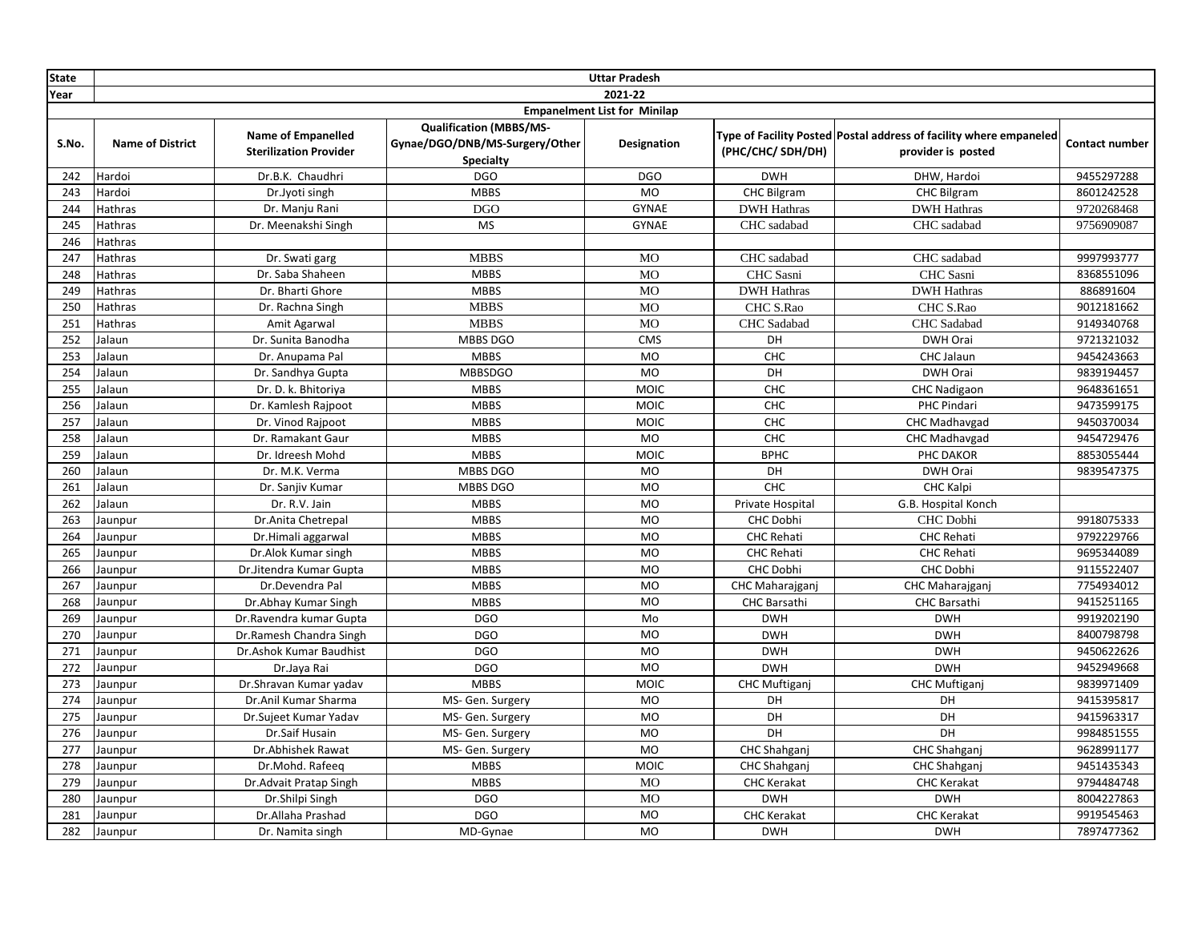| State | Uttar Pradesh | | | | | | |
|---|---|---|---|---|---|---|---|
| Year | 2021-22 | | | | | | |
| Empanelment List for Minilap | | | | | | | |
| S.No. | Name of District | Name of Empanelled Sterilization Provider | Qualification (MBBS/MS-Gynae/DGO/DNB/MS-Surgery/Other Specialty | Designation | Type of Facility Posted (PHC/CHC/ SDH/DH) | Postal address of facility where empaneled provider is posted | Contact number |
| 242 | Hardoi | Dr.B.K. Chaudhri | DGO | DGO | DWH | DHW, Hardoi | 9455297288 |
| 243 | Hardoi | Dr.Jyoti singh | MBBS | MO | CHC Bilgram | CHC Bilgram | 8601242528 |
| 244 | Hathras | Dr. Manju Rani | DGO | GYNAE | DWH Hathras | DWH Hathras | 9720268468 |
| 245 | Hathras | Dr. Meenakshi Singh | MS | GYNAE | CHC sadabad | CHC sadabad | 9756909087 |
| 246 | Hathras | | | | | | |
| 247 | Hathras | Dr. Swati garg | MBBS | MO | CHC sadabad | CHC sadabad | 9997993777 |
| 248 | Hathras | Dr. Saba Shaheen | MBBS | MO | CHC Sasni | CHC Sasni | 8368551096 |
| 249 | Hathras | Dr. Bharti Ghore | MBBS | MO | DWH Hathras | DWH Hathras | 886891604 |
| 250 | Hathras | Dr. Rachna Singh | MBBS | MO | CHC S.Rao | CHC S.Rao | 9012181662 |
| 251 | Hathras | Amit Agarwal | MBBS | MO | CHC Sadabad | CHC Sadabad | 9149340768 |
| 252 | Jalaun | Dr. Sunita Banodha | MBBS DGO | CMS | DH | DWH Orai | 9721321032 |
| 253 | Jalaun | Dr. Anupama Pal | MBBS | MO | CHC | CHC Jalaun | 9454243663 |
| 254 | Jalaun | Dr. Sandhya Gupta | MBBSDGO | MO | DH | DWH Orai | 9839194457 |
| 255 | Jalaun | Dr. D. k. Bhitoriya | MBBS | MOIC | CHC | CHC Nadigaon | 9648361651 |
| 256 | Jalaun | Dr. Kamlesh Rajpoot | MBBS | MOIC | CHC | PHC Pindari | 9473599175 |
| 257 | Jalaun | Dr. Vinod Rajpoot | MBBS | MOIC | CHC | CHC Madhavgad | 9450370034 |
| 258 | Jalaun | Dr. Ramakant Gaur | MBBS | MO | CHC | CHC Madhavgad | 9454729476 |
| 259 | Jalaun | Dr. Idreesh Mohd | MBBS | MOIC | BPHC | PHC DAKOR | 8853055444 |
| 260 | Jalaun | Dr. M.K. Verma | MBBS DGO | MO | DH | DWH Orai | 9839547375 |
| 261 | Jalaun | Dr. Sanjiv Kumar | MBBS DGO | MO | CHC | CHC Kalpi | |
| 262 | Jalaun | Dr. R.V. Jain | MBBS | MO | Private Hospital | G.B. Hospital Konch | |
| 263 | Jaunpur | Dr.Anita Chetrepal | MBBS | MO | CHC Dobhi | CHC Dobhi | 9918075333 |
| 264 | Jaunpur | Dr.Himali aggarwal | MBBS | MO | CHC Rehati | CHC Rehati | 9792229766 |
| 265 | Jaunpur | Dr.Alok Kumar singh | MBBS | MO | CHC Rehati | CHC Rehati | 9695344089 |
| 266 | Jaunpur | Dr.Jitendra Kumar Gupta | MBBS | MO | CHC Dobhi | CHC Dobhi | 9115522407 |
| 267 | Jaunpur | Dr.Devendra Pal | MBBS | MO | CHC Maharajganj | CHC Maharajganj | 7754934012 |
| 268 | Jaunpur | Dr.Abhay Kumar Singh | MBBS | MO | CHC Barsathi | CHC Barsathi | 9415251165 |
| 269 | Jaunpur | Dr.Ravendra kumar Gupta | DGO | Mo | DWH | DWH | 9919202190 |
| 270 | Jaunpur | Dr.Ramesh Chandra Singh | DGO | MO | DWH | DWH | 8400798798 |
| 271 | Jaunpur | Dr.Ashok Kumar Baudhist | DGO | MO | DWH | DWH | 9450622626 |
| 272 | Jaunpur | Dr.Jaya Rai | DGO | MO | DWH | DWH | 9452949668 |
| 273 | Jaunpur | Dr.Shravan Kumar yadav | MBBS | MOIC | CHC Muftiganj | CHC Muftiganj | 9839971409 |
| 274 | Jaunpur | Dr.Anil Kumar Sharma | MS- Gen. Surgery | MO | DH | DH | 9415395817 |
| 275 | Jaunpur | Dr.Sujeet Kumar Yadav | MS- Gen. Surgery | MO | DH | DH | 9415963317 |
| 276 | Jaunpur | Dr.Saif Husain | MS- Gen. Surgery | MO | DH | DH | 9984851555 |
| 277 | Jaunpur | Dr.Abhishek Rawat | MS- Gen. Surgery | MO | CHC Shahganj | CHC Shahganj | 9628991177 |
| 278 | Jaunpur | Dr.Mohd. Rafeeq | MBBS | MOIC | CHC Shahganj | CHC Shahganj | 9451435343 |
| 279 | Jaunpur | Dr.Advait Pratap Singh | MBBS | MO | CHC Kerakat | CHC Kerakat | 9794484748 |
| 280 | Jaunpur | Dr.Shilpi Singh | DGO | MO | DWH | DWH | 8004227863 |
| 281 | Jaunpur | Dr.Allaha Prashad | DGO | MO | CHC Kerakat | CHC Kerakat | 9919545463 |
| 282 | Jaunpur | Dr. Namita singh | MD-Gynae | MO | DWH | DWH | 7897477362 |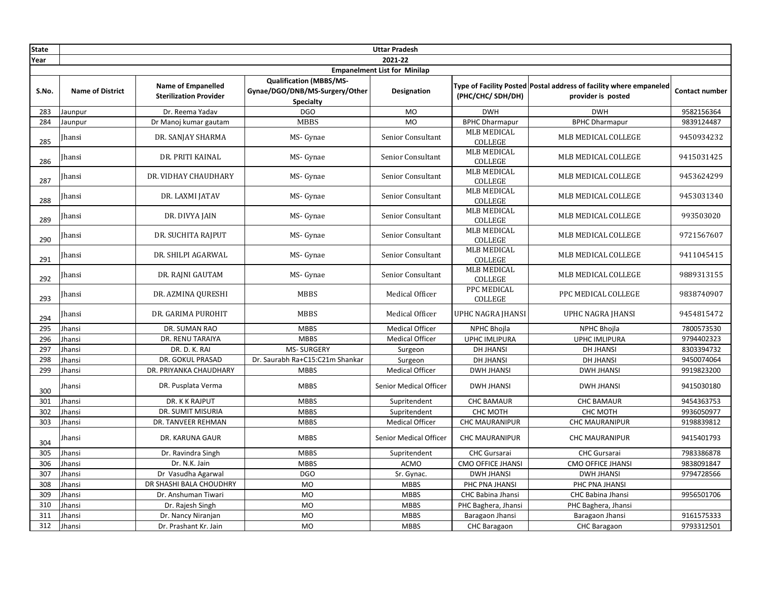| State | Uttar Pradesh | | | | | | |
|---|---|---|---|---|---|---|---|
| Year | 2021-22 | | | | | | |
| | Empanelment List for Minilap | | | | | | |
| S.No. | Name of District | Name of Empanelled Sterilization Provider | Qualification (MBBS/MS-Gynae/DGO/DNB/MS-Surgery/Other Specialty | Designation | Type of Facility Posted (PHC/CHC/ SDH/DH) | Postal address of facility where empaneled provider is posted | Contact number |
| 283 | Jaunpur | Dr. Reema Yadav | DGO | MO | DWH | DWH | 9582156364 |
| 284 | Jaunpur | Dr Manoj kumar gautam | MBBS | MO | BPHC Dharmapur | BPHC Dharmapur | 9839124487 |
| 285 | Jhansi | DR. SANJAY SHARMA | MS- Gynae | Senior Consultant | MLB MEDICAL COLLEGE | MLB MEDICAL COLLEGE | 9450934232 |
| 286 | Jhansi | DR. PRITI KAINAL | MS- Gynae | Senior Consultant | MLB MEDICAL COLLEGE | MLB MEDICAL COLLEGE | 9415031425 |
| 287 | Jhansi | DR. VIDHAY CHAUDHARY | MS- Gynae | Senior Consultant | MLB MEDICAL COLLEGE | MLB MEDICAL COLLEGE | 9453624299 |
| 288 | Jhansi | DR. LAXMI JATAV | MS- Gynae | Senior Consultant | MLB MEDICAL COLLEGE | MLB MEDICAL COLLEGE | 9453031340 |
| 289 | Jhansi | DR. DIVYA JAIN | MS- Gynae | Senior Consultant | MLB MEDICAL COLLEGE | MLB MEDICAL COLLEGE | 993503020 |
| 290 | Jhansi | DR. SUCHITA RAJPUT | MS- Gynae | Senior Consultant | MLB MEDICAL COLLEGE | MLB MEDICAL COLLEGE | 9721567607 |
| 291 | Jhansi | DR. SHILPI AGARWAL | MS- Gynae | Senior Consultant | MLB MEDICAL COLLEGE | MLB MEDICAL COLLEGE | 9411045415 |
| 292 | Jhansi | DR. RAJNI GAUTAM | MS- Gynae | Senior Consultant | MLB MEDICAL COLLEGE | MLB MEDICAL COLLEGE | 9889313155 |
| 293 | Jhansi | DR. AZMINA QURESHI | MBBS | Medical Officer | PPC MEDICAL COLLEGE | PPC MEDICAL COLLEGE | 9838740907 |
| 294 | Jhansi | DR. GARIMA PUROHIT | MBBS | Medical Officer | UPHC NAGRA JHANSI | UPHC NAGRA JHANSI | 9454815472 |
| 295 | Jhansi | DR. SUMAN RAO | MBBS | Medical Officer | NPHC Bhojla | NPHC Bhojla | 7800573530 |
| 296 | Jhansi | DR. RENU TARAIYA | MBBS | Medical Officer | UPHC IMLIPURA | UPHC IMLIPURA | 9794402323 |
| 297 | Jhansi | DR. D. K. RAI | MS- SURGERY | Surgeon | DH JHANSI | DH JHANSI | 8303394732 |
| 298 | Jhansi | DR. GOKUL PRASAD | Dr. Saurabh Ra+C15:C21m Shankar | Surgeon | DH JHANSI | DH JHANSI | 9450074064 |
| 299 | Jhansi | DR. PRIYANKA CHAUDHARY | MBBS | Medical Officer | DWH JHANSI | DWH JHANSI | 9919823200 |
| 300 | Jhansi | DR. Pusplata Verma | MBBS | Senior Medical Officer | DWH JHANSI | DWH JHANSI | 9415030180 |
| 301 | Jhansi | DR. K K RAJPUT | MBBS | Supritendent | CHC BAMAUR | CHC BAMAUR | 9454363753 |
| 302 | Jhansi | DR. SUMIT MISURIA | MBBS | Supritendent | CHC MOTH | CHC MOTH | 9936050977 |
| 303 | Jhansi | DR. TANVEER REHMAN | MBBS | Medical Officer | CHC MAURANIPUR | CHC MAURANIPUR | 9198839812 |
| 304 | Jhansi | DR. KARUNA GAUR | MBBS | Senior Medical Officer | CHC MAURANIPUR | CHC MAURANIPUR | 9415401793 |
| 305 | Jhansi | Dr. Ravindra Singh | MBBS | Supritendent | CHC Gursarai | CHC Gursarai | 7983386878 |
| 306 | Jhansi | Dr. N.K. Jain | MBBS | ACMO | CMO OFFICE JHANSI | CMO OFFICE JHANSI | 9838091847 |
| 307 | Jhansi | Dr Vasudha Agarwal | DGO | Sr. Gynac. | DWH JHANSI | DWH JHANSI | 9794728566 |
| 308 | Jhansi | DR SHASHI BALA CHOUDHRY | MO | MBBS | PHC PNA JHANSI | PHC PNA JHANSI | |
| 309 | Jhansi | Dr. Anshuman Tiwari | MO | MBBS | CHC Babina Jhansi | CHC Babina Jhansi | 9956501706 |
| 310 | Jhansi | Dr. Rajesh Singh | MO | MBBS | PHC Baghera, Jhansi | PHC Baghera, Jhansi | |
| 311 | Jhansi | Dr. Nancy Niranjan | MO | MBBS | Baragaon Jhansi | Baragaon Jhansi | 9161575333 |
| 312 | Jhansi | Dr. Prashant Kr. Jain | MO | MBBS | CHC Baragaon | CHC Baragaon | 9793312501 |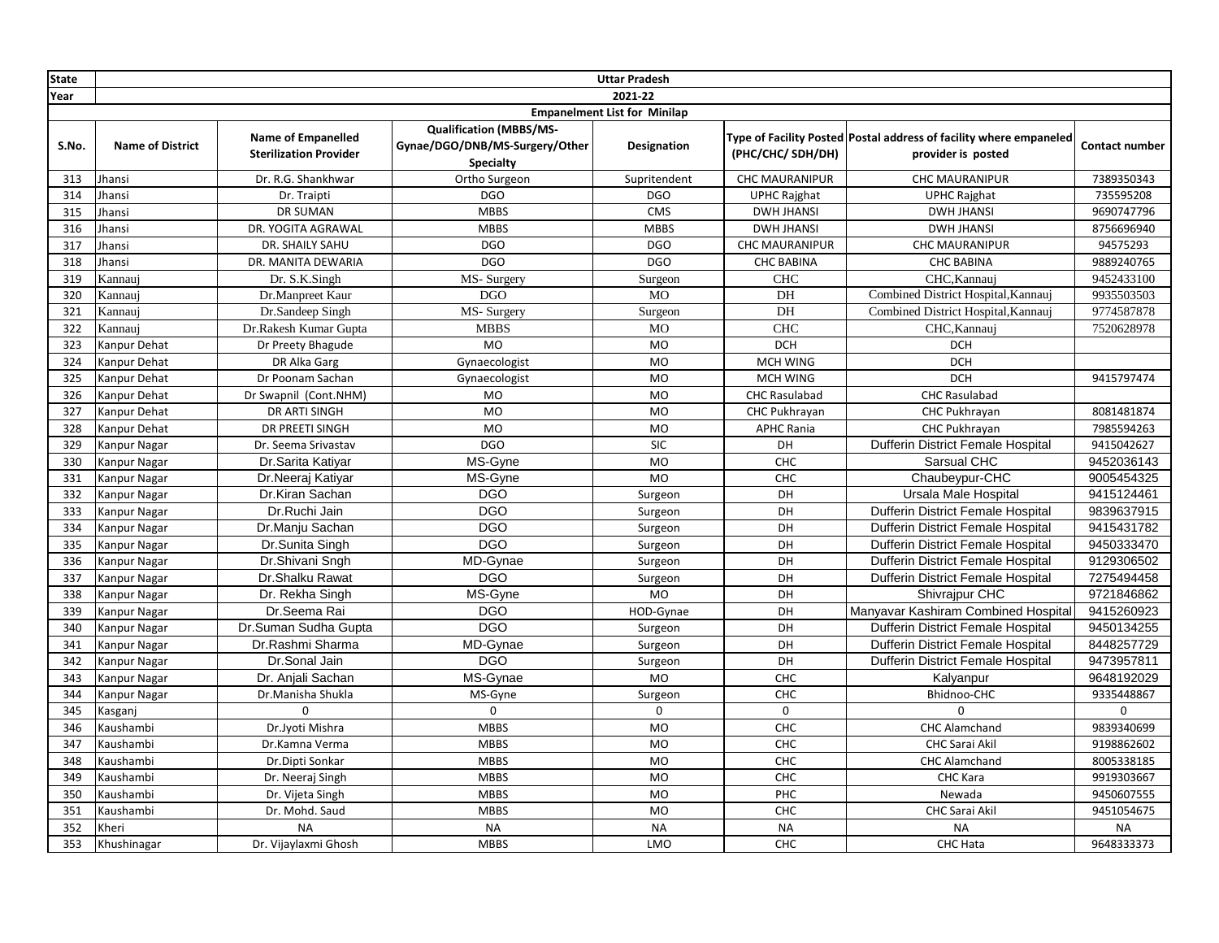| State | Uttar Pradesh | | | | | | |
|---|---|---|---|---|---|---|---|
| Year | 2021-22 | | | | | | |
| | Empanelment List for Minilap | | | | | | |
| S.No. | Name of District | Name of Empanelled Sterilization Provider | Qualification (MBBS/MS-Gynae/DGO/DNB/MS-Surgery/Other Specialty | Designation | Type of Facility Posted (PHC/CHC/ SDH/DH) | Postal address of facility where empaneled provider is posted | Contact number |
| 313 | Jhansi | Dr. R.G. Shankhwar | Ortho Surgeon | Supritendent | CHC MAURANIPUR | CHC MAURANIPUR | 7389350343 |
| 314 | Jhansi | Dr. Traipti | DGO | DGO | UPHC Rajghat | UPHC Rajghat | 735595208 |
| 315 | Jhansi | DR SUMAN | MBBS | CMS | DWH JHANSI | DWH JHANSI | 9690747796 |
| 316 | Jhansi | DR. YOGITA AGRAWAL | MBBS | MBBS | DWH JHANSI | DWH JHANSI | 8756696940 |
| 317 | Jhansi | DR. SHAILY SAHU | DGO | DGO | CHC MAURANIPUR | CHC MAURANIPUR | 94575293 |
| 318 | Jhansi | DR. MANITA DEWARIA | DGO | DGO | CHC BABINA | CHC BABINA | 9889240765 |
| 319 | Kannauj | Dr. S.K.Singh | MS- Surgery | Surgeon | CHC | CHC,Kannauj | 9452433100 |
| 320 | Kannauj | Dr.Manpreet Kaur | DGO | MO | DH | Combined District Hospital,Kannauj | 9935503503 |
| 321 | Kannauj | Dr.Sandeep Singh | MS- Surgery | Surgeon | DH | Combined District Hospital,Kannauj | 9774587878 |
| 322 | Kannauj | Dr.Rakesh Kumar Gupta | MBBS | MO | CHC | CHC,Kannauj | 7520628978 |
| 323 | Kanpur Dehat | Dr Preety Bhagude | MO | MO | DCH | DCH | |
| 324 | Kanpur Dehat | DR Alka Garg | Gynaecologist | MO | MCH WING | DCH | |
| 325 | Kanpur Dehat | Dr Poonam Sachan | Gynaecologist | MO | MCH WING | DCH | 9415797474 |
| 326 | Kanpur Dehat | Dr Swapnil (Cont.NHM) | MO | MO | CHC Rasulabad | CHC Rasulabad | |
| 327 | Kanpur Dehat | DR ARTI SINGH | MO | MO | CHC Pukhrayan | CHC Pukhrayan | 8081481874 |
| 328 | Kanpur Dehat | DR PREETI SINGH | MO | MO | APHC Rania | CHC Pukhrayan | 7985594263 |
| 329 | Kanpur Nagar | Dr. Seema Srivastav | DGO | SIC | DH | Dufferin District Female Hospital | 9415042627 |
| 330 | Kanpur Nagar | Dr.Sarita Katiyar | MS-Gyne | MO | CHC | Sarsual CHC | 9452036143 |
| 331 | Kanpur Nagar | Dr.Neeraj Katiyar | MS-Gyne | MO | CHC | Chaubeypur-CHC | 9005454325 |
| 332 | Kanpur Nagar | Dr.Kiran Sachan | DGO | Surgeon | DH | Ursala Male Hospital | 9415124461 |
| 333 | Kanpur Nagar | Dr.Ruchi Jain | DGO | Surgeon | DH | Dufferin District Female Hospital | 9839637915 |
| 334 | Kanpur Nagar | Dr.Manju Sachan | DGO | Surgeon | DH | Dufferin District Female Hospital | 9415431782 |
| 335 | Kanpur Nagar | Dr.Sunita Singh | DGO | Surgeon | DH | Dufferin District Female Hospital | 9450333470 |
| 336 | Kanpur Nagar | Dr.Shivani Sngh | MD-Gynae | Surgeon | DH | Dufferin District Female Hospital | 9129306502 |
| 337 | Kanpur Nagar | Dr.Shalku Rawat | DGO | Surgeon | DH | Dufferin District Female Hospital | 7275494458 |
| 338 | Kanpur Nagar | Dr. Rekha Singh | MS-Gyne | MO | DH | Shivrajpur CHC | 9721846862 |
| 339 | Kanpur Nagar | Dr.Seema Rai | DGO | HOD-Gynae | DH | Manyavar Kashiram Combined Hospital | 9415260923 |
| 340 | Kanpur Nagar | Dr.Suman Sudha Gupta | DGO | Surgeon | DH | Dufferin District Female Hospital | 9450134255 |
| 341 | Kanpur Nagar | Dr.Rashmi Sharma | MD-Gynae | Surgeon | DH | Dufferin District Female Hospital | 8448257729 |
| 342 | Kanpur Nagar | Dr.Sonal Jain | DGO | Surgeon | DH | Dufferin District Female Hospital | 9473957811 |
| 343 | Kanpur Nagar | Dr. Anjali Sachan | MS-Gynae | MO | CHC | Kalyanpur | 9648192029 |
| 344 | Kanpur Nagar | Dr.Manisha Shukla | MS-Gyne | Surgeon | CHC | Bhidnoo-CHC | 9335448867 |
| 345 | Kasganj | 0 | 0 | 0 | 0 | 0 | 0 |
| 346 | Kaushambi | Dr.Jyoti Mishra | MBBS | MO | CHC | CHC Alamchand | 9839340699 |
| 347 | Kaushambi | Dr.Kamna Verma | MBBS | MO | CHC | CHC Sarai Akil | 9198862602 |
| 348 | Kaushambi | Dr.Dipti Sonkar | MBBS | MO | CHC | CHC Alamchand | 8005338185 |
| 349 | Kaushambi | Dr. Neeraj Singh | MBBS | MO | CHC | CHC Kara | 9919303667 |
| 350 | Kaushambi | Dr. Vijeta Singh | MBBS | MO | PHC | Newada | 9450607555 |
| 351 | Kaushambi | Dr. Mohd. Saud | MBBS | MO | CHC | CHC Sarai Akil | 9451054675 |
| 352 | Kheri | NA | NA | NA | NA | NA | NA |
| 353 | Khushinagar | Dr. Vijaylaxmi Ghosh | MBBS | LMO | CHC | CHC Hata | 9648333373 |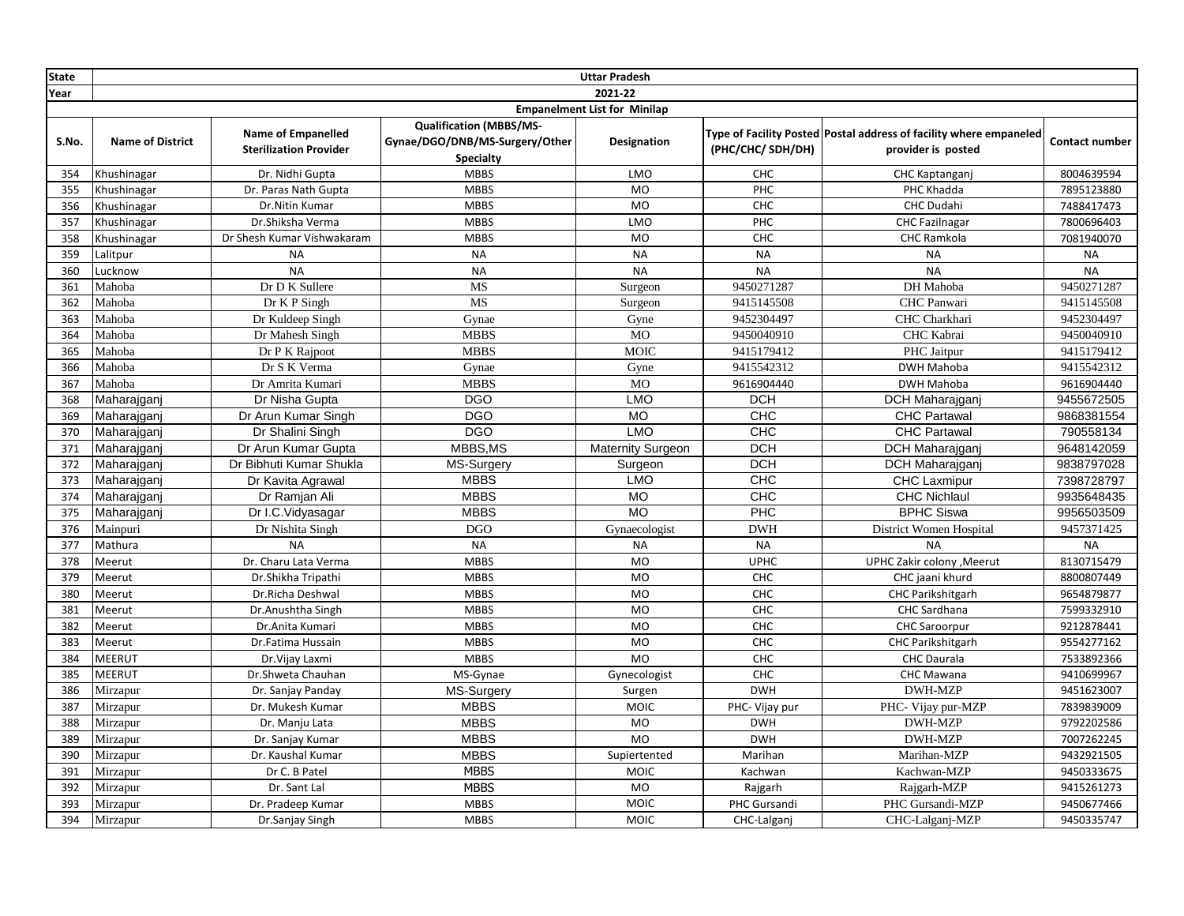| State | Uttar Pradesh | | | | | | |
|---|---|---|---|---|---|---|---|
| Year | 2021-22 | | | | | | |
| | Empanelment List for Minilap | | | | | | |
| S.No. | Name of District | Name of Empanelled Sterilization Provider | Qualification (MBBS/MS-Gynae/DGO/DNB/MS-Surgery/Other Specialty | Designation | Type of Facility Posted (PHC/CHC/ SDH/DH) | Postal address of facility where empaneled provider is posted | Contact number |
| 354 | Khushinagar | Dr. Nidhi Gupta | MBBS | LMO | CHC | CHC Kaptanganj | 8004639594 |
| 355 | Khushinagar | Dr. Paras Nath Gupta | MBBS | MO | PHC | PHC Khadda | 7895123880 |
| 356 | Khushinagar | Dr.Nitin Kumar | MBBS | MO | CHC | CHC Dudahi | 7488417473 |
| 357 | Khushinagar | Dr.Shiksha Verma | MBBS | LMO | PHC | CHC Fazilnagar | 7800696403 |
| 358 | Khushinagar | Dr Shesh Kumar Vishwakaram | MBBS | MO | CHC | CHC Ramkola | 7081940070 |
| 359 | Lalitpur | NA | NA | NA | NA | NA | NA |
| 360 | Lucknow | NA | NA | NA | NA | NA | NA |
| 361 | Mahoba | Dr D K Sullere | MS | Surgeon | 9450271287 | DH Mahoba | 9450271287 |
| 362 | Mahoba | Dr K P Singh | MS | Surgeon | 9415145508 | CHC Panwari | 9415145508 |
| 363 | Mahoba | Dr Kuldeep Singh | Gynae | Gyne | 9452304497 | CHC Charkhari | 9452304497 |
| 364 | Mahoba | Dr Mahesh Singh | MBBS | MO | 9450040910 | CHC Kabrai | 9450040910 |
| 365 | Mahoba | Dr P K Rajpoot | MBBS | MOIC | 9415179412 | PHC Jaitpur | 9415179412 |
| 366 | Mahoba | Dr S K Verma | Gynae | Gyne | 9415542312 | DWH Mahoba | 9415542312 |
| 367 | Mahoba | Dr Amrita Kumari | MBBS | MO | 9616904440 | DWH Mahoba | 9616904440 |
| 368 | Maharajganj | Dr Nisha Gupta | DGO | LMO | DCH | DCH Maharajganj | 9455672505 |
| 369 | Maharajganj | Dr Arun Kumar Singh | DGO | MO | CHC | CHC Partawal | 9868381554 |
| 370 | Maharajganj | Dr Shalini Singh | DGO | LMO | CHC | CHC Partawal | 790558134 |
| 371 | Maharajganj | Dr Arun Kumar Gupta | MBBS,MS | Maternity Surgeon | DCH | DCH Maharajganj | 9648142059 |
| 372 | Maharajganj | Dr Bibhuti Kumar Shukla | MS-Surgery | Surgeon | DCH | DCH Maharajganj | 9838797028 |
| 373 | Maharajganj | Dr Kavita Agrawal | MBBS | LMO | CHC | CHC Laxmipur | 7398728797 |
| 374 | Maharajganj | Dr Ramjan Ali | MBBS | MO | CHC | CHC Nichlaul | 9935648435 |
| 375 | Maharajganj | Dr I.C.Vidyasagar | MBBS | MO | PHC | BPHC Siswa | 9956503509 |
| 376 | Mainpuri | Dr Nishita Singh | DGO | Gynaecologist | DWH | District Women Hospital | 9457371425 |
| 377 | Mathura | NA | NA | NA | NA | NA | NA |
| 378 | Meerut | Dr. Charu Lata Verma | MBBS | MO | UPHC | UPHC Zakir colony ,Meerut | 8130715479 |
| 379 | Meerut | Dr.Shikha Tripathi | MBBS | MO | CHC | CHC jaani khurd | 8800807449 |
| 380 | Meerut | Dr.Richa Deshwal | MBBS | MO | CHC | CHC Parikshitgarh | 9654879877 |
| 381 | Meerut | Dr.Anushtha Singh | MBBS | MO | CHC | CHC Sardhana | 7599332910 |
| 382 | Meerut | Dr.Anita Kumari | MBBS | MO | CHC | CHC Saroorpur | 9212878441 |
| 383 | Meerut | Dr.Fatima Hussain | MBBS | MO | CHC | CHC Parikshitgarh | 9554277162 |
| 384 | MEERUT | Dr.Vijay Laxmi | MBBS | MO | CHC | CHC Daurala | 7533892366 |
| 385 | MEERUT | Dr.Shweta Chauhan | MS-Gynae | Gynecologist | CHC | CHC Mawana | 9410699967 |
| 386 | Mirzapur | Dr. Sanjay Panday | MS-Surgery | Surgen | DWH | DWH-MZP | 9451623007 |
| 387 | Mirzapur | Dr. Mukesh Kumar | MBBS | MOIC | PHC- Vijay pur | PHC- Vijay pur-MZP | 7839839009 |
| 388 | Mirzapur | Dr. Manju Lata | MBBS | MO | DWH | DWH-MZP | 9792202586 |
| 389 | Mirzapur | Dr. Sanjay Kumar | MBBS | MO | DWH | DWH-MZP | 7007262245 |
| 390 | Mirzapur | Dr. Kaushal Kumar | MBBS | Supiertented | Marihan | Marihan-MZP | 9432921505 |
| 391 | Mirzapur | Dr C. B Patel | MBBS | MOIC | Kachwan | Kachwan-MZP | 9450333675 |
| 392 | Mirzapur | Dr. Sant Lal | MBBS | MO | Rajgarh | Rajgarh-MZP | 9415261273 |
| 393 | Mirzapur | Dr. Pradeep Kumar | MBBS | MOIC | PHC Gursandi | PHC Gursandi-MZP | 9450677466 |
| 394 | Mirzapur | Dr.Sanjay Singh | MBBS | MOIC | CHC-Lalganj | CHC-Lalganj-MZP | 9450335747 |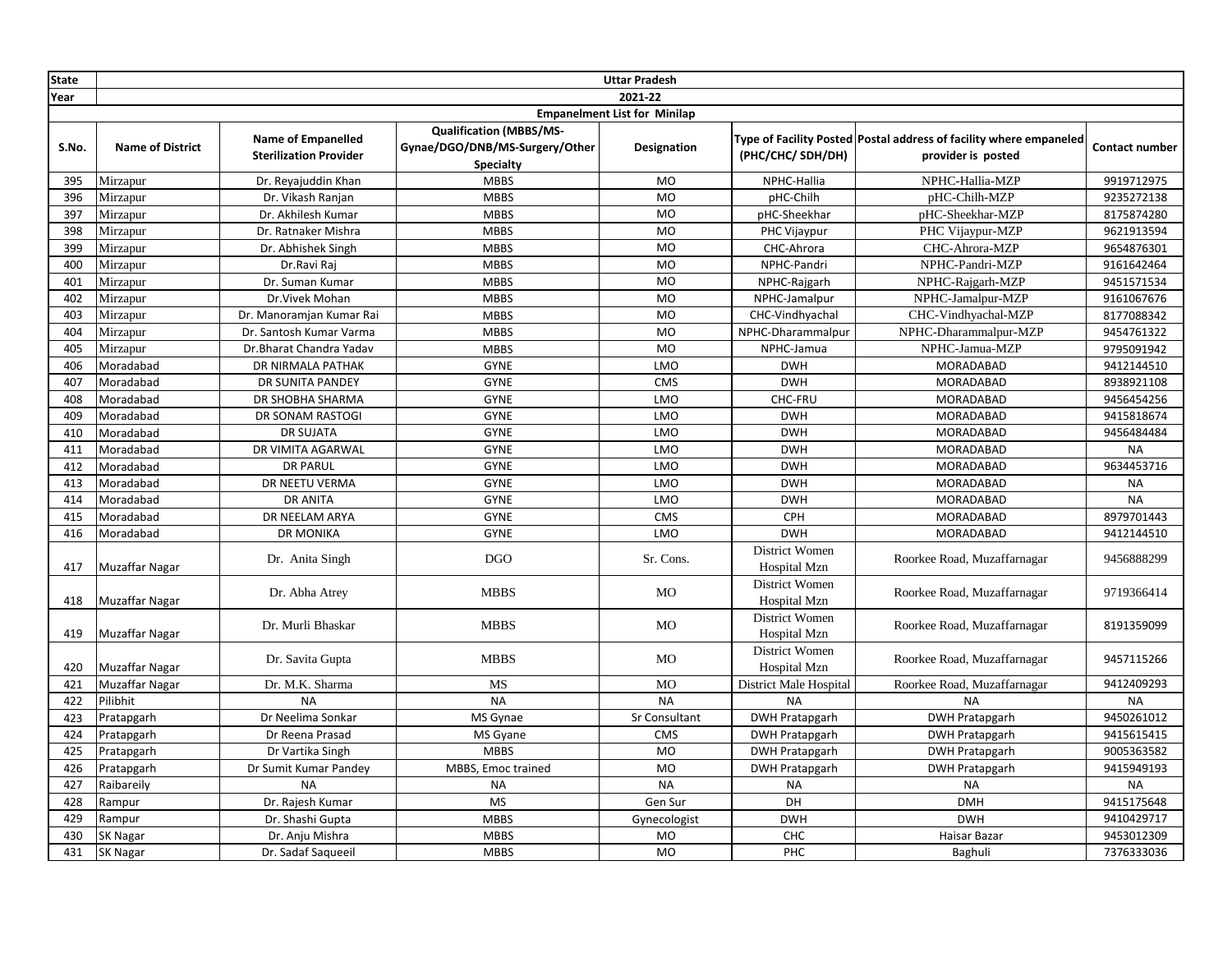| State | Uttar Pradesh | | | | | | |
|---|---|---|---|---|---|---|---|
| Year | 2021-22 | | | | | | |
| Empanelment List for Minilap | | | | | | | |
| S.No. | Name of District | Name of Empanelled Sterilization Provider | Qualification (MBBS/MS-Gynae/DGO/DNB/MS-Surgery/Other Specialty | Designation | Type of Facility Posted (PHC/CHC/ SDH/DH) | Postal address of facility where empaneled provider is posted | Contact number |
| 395 | Mirzapur | Dr. Reyajuddin Khan | MBBS | MO | NPHC-Hallia | NPHC-Hallia-MZP | 9919712975 |
| 396 | Mirzapur | Dr. Vikash Ranjan | MBBS | MO | pHC-Chilh | pHC-Chilh-MZP | 9235272138 |
| 397 | Mirzapur | Dr. Akhilesh Kumar | MBBS | MO | pHC-Sheekhar | pHC-Sheekhar-MZP | 8175874280 |
| 398 | Mirzapur | Dr. Ratnaker Mishra | MBBS | MO | PHC Vijaypur | PHC Vijaypur-MZP | 9621913594 |
| 399 | Mirzapur | Dr. Abhishek Singh | MBBS | MO | CHC-Ahrora | CHC-Ahrora-MZP | 9654876301 |
| 400 | Mirzapur | Dr.Ravi Raj | MBBS | MO | NPHC-Pandri | NPHC-Pandri-MZP | 9161642464 |
| 401 | Mirzapur | Dr. Suman Kumar | MBBS | MO | NPHC-Rajgarh | NPHC-Rajgarh-MZP | 9451571534 |
| 402 | Mirzapur | Dr.Vivek Mohan | MBBS | MO | NPHC-Jamalpur | NPHC-Jamalpur-MZP | 9161067676 |
| 403 | Mirzapur | Dr. Manoramjan Kumar Rai | MBBS | MO | CHC-Vindhyachal | CHC-Vindhyachal-MZP | 8177088342 |
| 404 | Mirzapur | Dr. Santosh Kumar Varma | MBBS | MO | NPHC-Dharammalpur | NPHC-Dharammalpur-MZP | 9454761322 |
| 405 | Mirzapur | Dr.Bharat Chandra Yadav | MBBS | MO | NPHC-Jamua | NPHC-Jamua-MZP | 9795091942 |
| 406 | Moradabad | DR NIRMALA PATHAK | GYNE | LMO | DWH | MORADABAD | 9412144510 |
| 407 | Moradabad | DR SUNITA PANDEY | GYNE | CMS | DWH | MORADABAD | 8938921108 |
| 408 | Moradabad | DR SHOBHA SHARMA | GYNE | LMO | CHC-FRU | MORADABAD | 9456454256 |
| 409 | Moradabad | DR SONAM RASTOGI | GYNE | LMO | DWH | MORADABAD | 9415818674 |
| 410 | Moradabad | DR SUJATA | GYNE | LMO | DWH | MORADABAD | 9456484484 |
| 411 | Moradabad | DR VIMITA AGARWAL | GYNE | LMO | DWH | MORADABAD | NA |
| 412 | Moradabad | DR PARUL | GYNE | LMO | DWH | MORADABAD | 9634453716 |
| 413 | Moradabad | DR NEETU VERMA | GYNE | LMO | DWH | MORADABAD | NA |
| 414 | Moradabad | DR ANITA | GYNE | LMO | DWH | MORADABAD | NA |
| 415 | Moradabad | DR NEELAM ARYA | GYNE | CMS | CPH | MORADABAD | 8979701443 |
| 416 | Moradabad | DR MONIKA | GYNE | LMO | DWH | MORADABAD | 9412144510 |
| 417 | Muzaffar Nagar | Dr. Anita Singh | DGO | Sr. Cons. | District Women Hospital Mzn | Roorkee Road, Muzaffarnagar | 9456888299 |
| 418 | Muzaffar Nagar | Dr. Abha Atrey | MBBS | MO | District Women Hospital Mzn | Roorkee Road, Muzaffarnagar | 9719366414 |
| 419 | Muzaffar Nagar | Dr. Murli Bhaskar | MBBS | MO | District Women Hospital Mzn | Roorkee Road, Muzaffarnagar | 8191359099 |
| 420 | Muzaffar Nagar | Dr. Savita Gupta | MBBS | MO | District Women Hospital Mzn | Roorkee Road, Muzaffarnagar | 9457115266 |
| 421 | Muzaffar Nagar | Dr. M.K. Sharma | MS | MO | District Male Hospital | Roorkee Road, Muzaffarnagar | 9412409293 |
| 422 | Pilibhit | NA | NA | NA | NA | NA | NA |
| 423 | Pratapgarh | Dr Neelima Sonkar | MS Gynae | Sr Consultant | DWH Pratapgarh | DWH Pratapgarh | 9450261012 |
| 424 | Pratapgarh | Dr Reena Prasad | MS Gyane | CMS | DWH Pratapgarh | DWH Pratapgarh | 9415615415 |
| 425 | Pratapgarh | Dr Vartika Singh | MBBS | MO | DWH Pratapgarh | DWH Pratapgarh | 9005363582 |
| 426 | Pratapgarh | Dr Sumit Kumar Pandey | MBBS, Emoc trained | MO | DWH Pratapgarh | DWH Pratapgarh | 9415949193 |
| 427 | Raibareily | NA | NA | NA | NA | NA | NA |
| 428 | Rampur | Dr. Rajesh Kumar | MS | Gen Sur | DH | DMH | 9415175648 |
| 429 | Rampur | Dr. Shashi Gupta | MBBS | Gynecologist | DWH | DWH | 9410429717 |
| 430 | SK Nagar | Dr. Anju Mishra | MBBS | MO | CHC | Haisar Bazar | 9453012309 |
| 431 | SK Nagar | Dr. Sadaf Saqueeil | MBBS | MO | PHC | Baghuli | 7376333036 |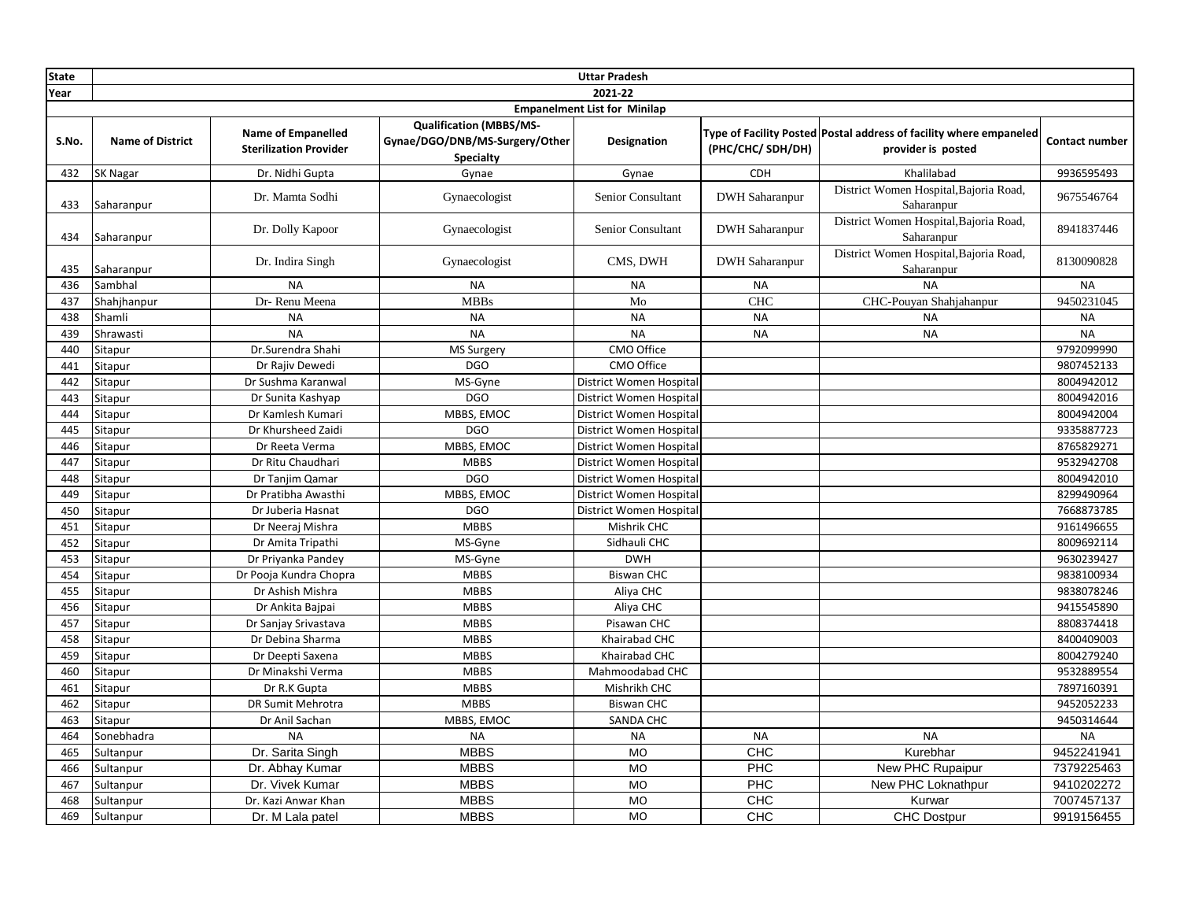| State | Uttar Pradesh | | | | | | |
|---|---|---|---|---|---|---|---|
| Year | 2021-22 | | | | | | |
| Empanelment List for Minilap | | | | | | | |
| S.No. | Name of District | Name of Empanelled Sterilization Provider | Qualification (MBBS/MS-Gynae/DGO/DNB/MS-Surgery/Other Specialty | Designation | Type of Facility Posted (PHC/CHC/ SDH/DH) | Postal address of facility where empaneled provider is posted | Contact number |
| 432 | SK Nagar | Dr. Nidhi Gupta | Gynae | Gynae | CDH | Khalilabad | 9936595493 |
| 433 | Saharanpur | Dr. Mamta Sodhi | Gynaecologist | Senior Consultant | DWH Saharanpur | District Women Hospital,Bajoria Road, Saharanpur | 9675546764 |
| 434 | Saharanpur | Dr. Dolly Kapoor | Gynaecologist | Senior Consultant | DWH Saharanpur | District Women Hospital,Bajoria Road, Saharanpur | 8941837446 |
| 435 | Saharanpur | Dr. Indira Singh | Gynaecologist | CMS, DWH | DWH Saharanpur | District Women Hospital,Bajoria Road, Saharanpur | 8130090828 |
| 436 | Sambhal | NA | NA | NA | NA | NA | NA |
| 437 | Shahjhanpur | Dr- Renu Meena | MBBs | Mo | CHC | CHC-Pouyan Shahjahanpur | 9450231045 |
| 438 | Shamli | NA | NA | NA | NA | NA | NA |
| 439 | Shrawasti | NA | NA | NA | NA | NA | NA |
| 440 | Sitapur | Dr.Surendra Shahi | MS Surgery | CMO Office | | | 9792099990 |
| 441 | Sitapur | Dr Rajiv Dewedi | DGO | CMO Office | | | 9807452133 |
| 442 | Sitapur | Dr Sushma Karanwal | MS-Gyne | District Women Hospital | | | 8004942012 |
| 443 | Sitapur | Dr Sunita Kashyap | DGO | District Women Hospital | | | 8004942016 |
| 444 | Sitapur | Dr Kamlesh Kumari | MBBS, EMOC | District Women Hospital | | | 8004942004 |
| 445 | Sitapur | Dr Khursheed Zaidi | DGO | District Women Hospital | | | 9335887723 |
| 446 | Sitapur | Dr Reeta Verma | MBBS, EMOC | District Women Hospital | | | 8765829271 |
| 447 | Sitapur | Dr Ritu Chaudhari | MBBS | District Women Hospital | | | 9532942708 |
| 448 | Sitapur | Dr Tanjim Qamar | DGO | District Women Hospital | | | 8004942010 |
| 449 | Sitapur | Dr Pratibha Awasthi | MBBS, EMOC | District Women Hospital | | | 8299490964 |
| 450 | Sitapur | Dr Juberia Hasnat | DGO | District Women Hospital | | | 7668873785 |
| 451 | Sitapur | Dr Neeraj Mishra | MBBS | Mishrik CHC | | | 9161496655 |
| 452 | Sitapur | Dr Amita Tripathi | MS-Gyne | Sidhauli CHC | | | 8009692114 |
| 453 | Sitapur | Dr Priyanka Pandey | MS-Gyne | DWH | | | 9630239427 |
| 454 | Sitapur | Dr Pooja Kundra Chopra | MBBS | Biswan CHC | | | 9838100934 |
| 455 | Sitapur | Dr Ashish Mishra | MBBS | Aliya CHC | | | 9838078246 |
| 456 | Sitapur | Dr Ankita Bajpai | MBBS | Aliya CHC | | | 9415545890 |
| 457 | Sitapur | Dr Sanjay Srivastava | MBBS | Pisawan CHC | | | 8808374418 |
| 458 | Sitapur | Dr Debina Sharma | MBBS | Khairabad CHC | | | 8400409003 |
| 459 | Sitapur | Dr Deepti Saxena | MBBS | Khairabad CHC | | | 8004279240 |
| 460 | Sitapur | Dr Minakshi Verma | MBBS | Mahmoodabad CHC | | | 9532889554 |
| 461 | Sitapur | Dr R.K Gupta | MBBS | Mishrikh CHC | | | 7897160391 |
| 462 | Sitapur | DR Sumit Mehrotra | MBBS | Biswan CHC | | | 9452052233 |
| 463 | Sitapur | Dr Anil Sachan | MBBS, EMOC | SANDA CHC | | | 9450314644 |
| 464 | Sonebhadra | NA | NA | NA | NA | NA | NA |
| 465 | Sultanpur | Dr. Sarita Singh | MBBS | MO | CHC | Kurebhar | 9452241941 |
| 466 | Sultanpur | Dr. Abhay Kumar | MBBS | MO | PHC | New PHC Rupaipur | 7379225463 |
| 467 | Sultanpur | Dr. Vivek Kumar | MBBS | MO | PHC | New PHC Loknathpur | 9410202272 |
| 468 | Sultanpur | Dr. Kazi Anwar Khan | MBBS | MO | CHC | Kurwar | 7007457137 |
| 469 | Sultanpur | Dr. M Lala patel | MBBS | MO | CHC | CHC Dostpur | 9919156455 |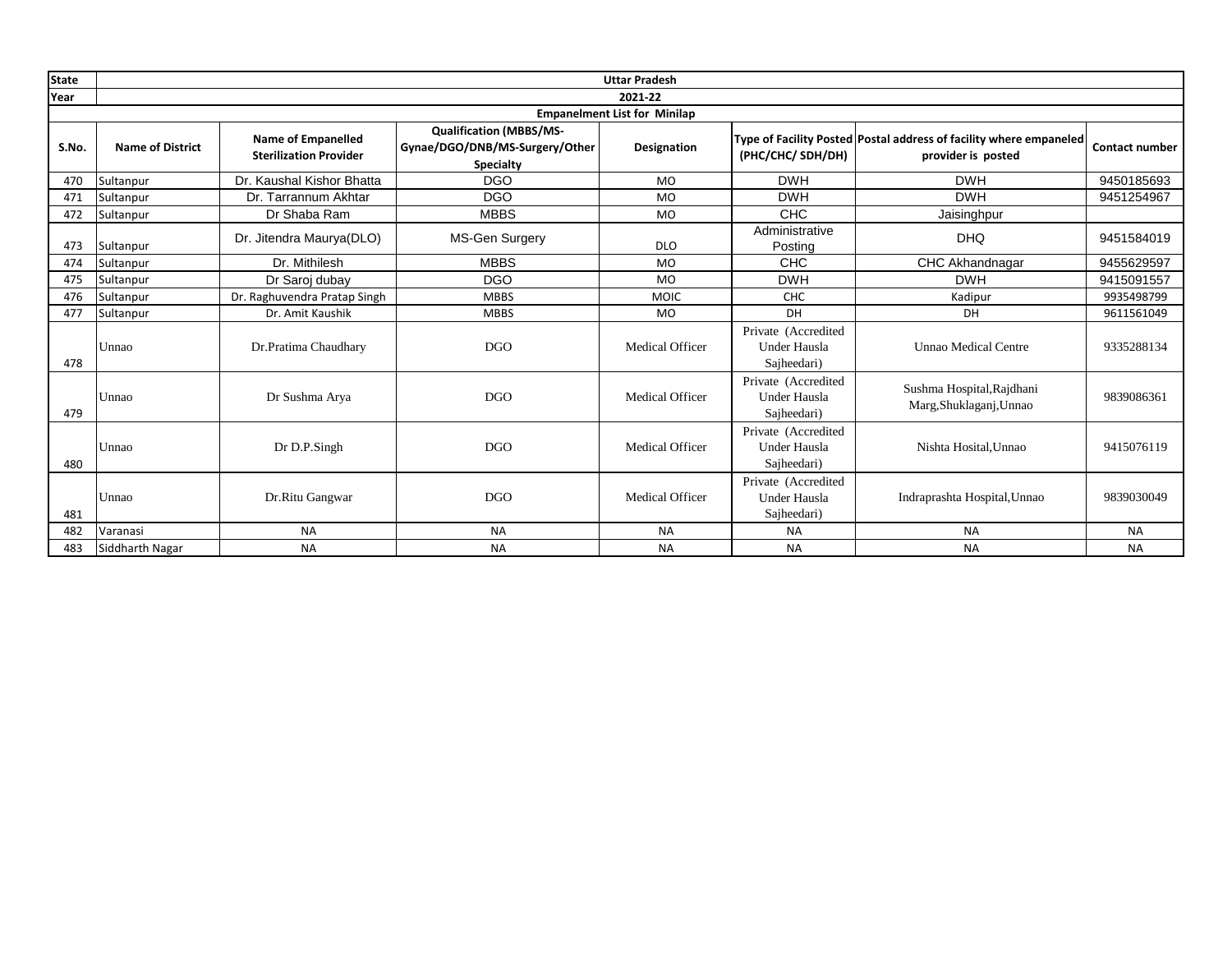| State | Uttar Pradesh | | | | | | |
|---|---|---|---|---|---|---|---|
| Year | 2021-22 | | | | | | |
| Empanelment List for Minilap | | | | | | | |
| S.No. | Name of District | Name of Empanelled Sterilization Provider | Qualification (MBBS/MS-Gynae/DGO/DNB/MS-Surgery/Other Specialty | Designation | Type of Facility Posted (PHC/CHC/ SDH/DH) | Postal address of facility where empaneled provider is posted | Contact number |
| 470 | Sultanpur | Dr. Kaushal Kishor Bhatta | DGO | MO | DWH | DWH | 9450185693 |
| 471 | Sultanpur | Dr. Tarrannum Akhtar | DGO | MO | DWH | DWH | 9451254967 |
| 472 | Sultanpur | Dr Shaba Ram | MBBS | MO | CHC | Jaisinghpur | |
| 473 | Sultanpur | Dr. Jitendra Maurya(DLO) | MS-Gen Surgery | DLO | Administrative Posting | DHQ | 9451584019 |
| 474 | Sultanpur | Dr. Mithilesh | MBBS | MO | CHC | CHC Akhandnagar | 9455629597 |
| 475 | Sultanpur | Dr Saroj dubay | DGO | MO | DWH | DWH | 9415091557 |
| 476 | Sultanpur | Dr. Raghuvendra Pratap Singh | MBBS | MOIC | CHC | Kadipur | 9935498799 |
| 477 | Sultanpur | Dr. Amit Kaushik | MBBS | MO | DH | DH | 9611561049 |
| 478 | Unnao | Dr.Pratima Chaudhary | DGO | Medical Officer | Private (Accredited Under Hausla Sajheedari) | Unnao Medical Centre | 9335288134 |
| 479 | Unnao | Dr Sushma Arya | DGO | Medical Officer | Private (Accredited Under Hausla Sajheedari) | Sushma Hospital,Rajdhani Marg,Shuklaganj,Unnao | 9839086361 |
| 480 | Unnao | Dr D.P.Singh | DGO | Medical Officer | Private (Accredited Under Hausla Sajheedari) | Nishta Hosital,Unnao | 9415076119 |
| 481 | Unnao | Dr.Ritu Gangwar | DGO | Medical Officer | Private (Accredited Under Hausla Sajheedari) | Indraprashta Hospital,Unnao | 9839030049 |
| 482 | Varanasi | NA | NA | NA | NA | NA | NA |
| 483 | Siddharth Nagar | NA | NA | NA | NA | NA | NA |